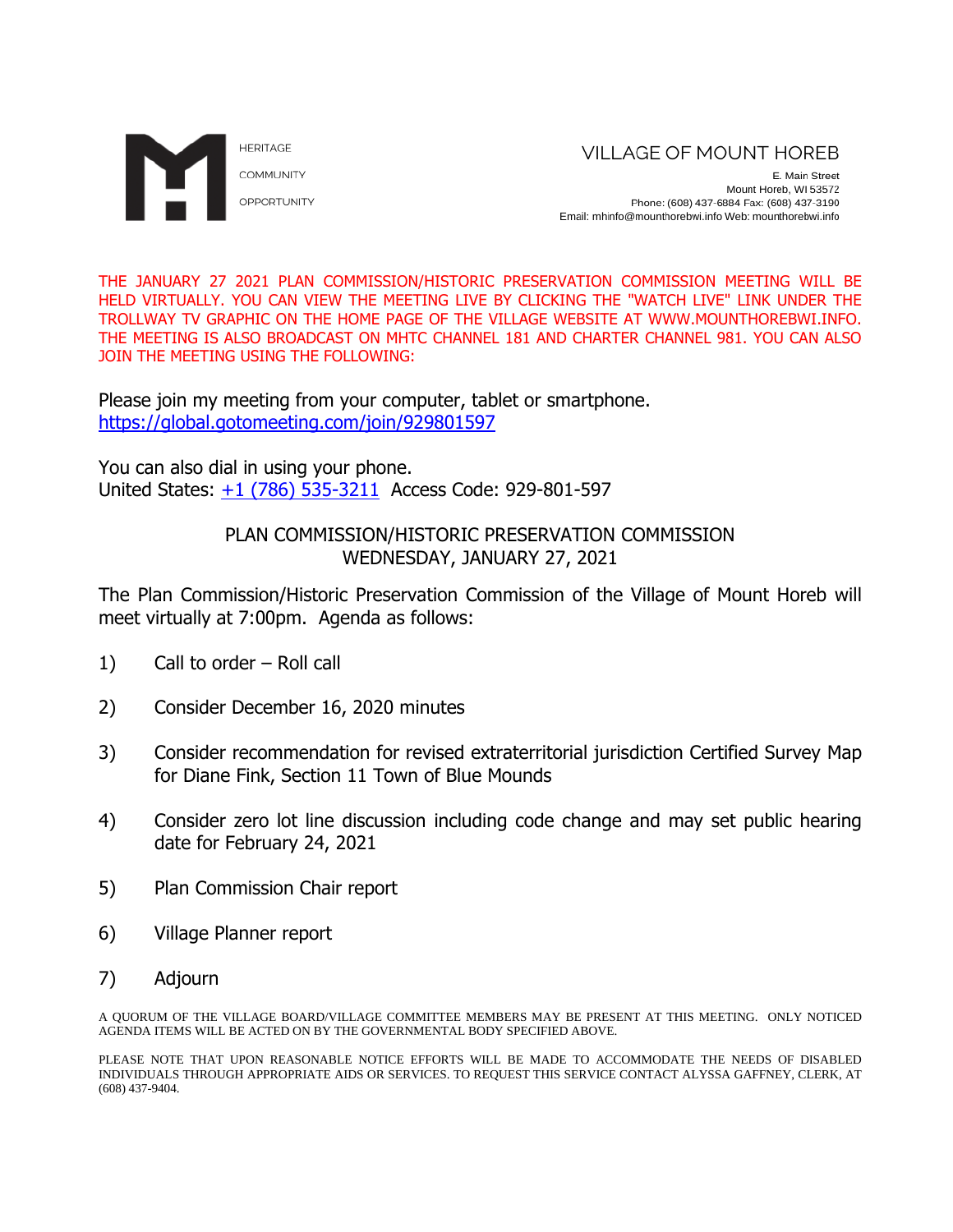HERITAGE

COMMUNITY

OPPORTUNITY

VILLAGE OF MOUNT HOREB

E. Main Street
Mount Horeb, WI 53572
Phone: (608) 437-6884 Fax: (608) 437-3190
Email: mhinfo@mounthorebwi.info Web: mounthorebwi.info

THE JANUARY 27 2021 PLAN COMMISSION/HISTORIC PRESERVATION COMMISSION MEETING WILL BE HELD VIRTUALLY. YOU CAN VIEW THE MEETING LIVE BY CLICKING THE "WATCH LIVE" LINK UNDER THE TROLLWAY TV GRAPHIC ON THE HOME PAGE OF THE VILLAGE WEBSITE AT WWW.MOUNTHOREBWI.INFO. THE MEETING IS ALSO BROADCAST ON MHTC CHANNEL 181 AND CHARTER CHANNEL 981. YOU CAN ALSO JOIN THE MEETING USING THE FOLLOWING:

Please join my meeting from your computer, tablet or smartphone.
https://global.gotomeeting.com/join/929801597

You can also dial in using your phone.
United States: +1 (786) 535-3211 Access Code: 929-801-597

## PLAN COMMISSION/HISTORIC PRESERVATION COMMISSION
## WEDNESDAY, JANUARY 27, 2021

The Plan Commission/Historic Preservation Commission of the Village of Mount Horeb will meet virtually at 7:00pm. Agenda as follows:

1) Call to order – Roll call

2) Consider December 16, 2020 minutes

3) Consider recommendation for revised extraterritorial jurisdiction Certified Survey Map for Diane Fink, Section 11 Town of Blue Mounds

4) Consider zero lot line discussion including code change and may set public hearing date for February 24, 2021

5) Plan Commission Chair report

6) Village Planner report

7) Adjourn

A QUORUM OF THE VILLAGE BOARD/VILLAGE COMMITTEE MEMBERS MAY BE PRESENT AT THIS MEETING. ONLY NOTICED AGENDA ITEMS WILL BE ACTED ON BY THE GOVERNMENTAL BODY SPECIFIED ABOVE.

PLEASE NOTE THAT UPON REASONABLE NOTICE EFFORTS WILL BE MADE TO ACCOMMODATE THE NEEDS OF DISABLED INDIVIDUALS THROUGH APPROPRIATE AIDS OR SERVICES. TO REQUEST THIS SERVICE CONTACT ALYSSA GAFFNEY, CLERK, AT (608) 437-9404.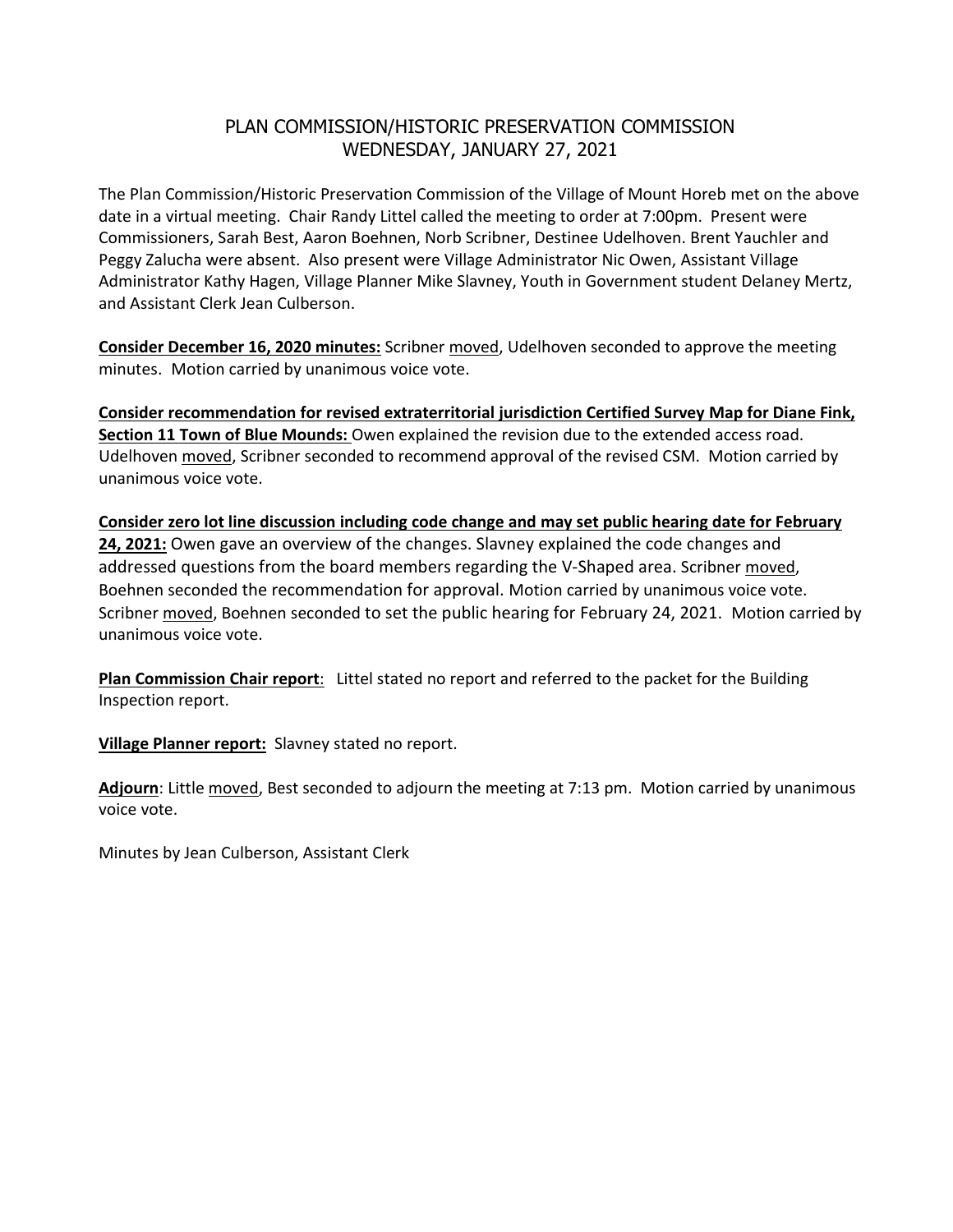# PLAN COMMISSION/HISTORIC PRESERVATION COMMISSION
# WEDNESDAY, JANUARY 27, 2021

The Plan Commission/Historic Preservation Commission of the Village of Mount Horeb met on the above date in a virtual meeting. Chair Randy Littel called the meeting to order at 7:00pm. Present were Commissioners, Sarah Best, Aaron Boehnen, Norb Scribner, Destinee Udelhoven. Brent Yauchler and Peggy Zalucha were absent. Also present were Village Administrator Nic Owen, Assistant Village Administrator Kathy Hagen, Village Planner Mike Slavney, Youth in Government student Delaney Mertz, and Assistant Clerk Jean Culberson.

**Consider December 16, 2020 minutes:** Scribner moved, Udelhoven seconded to approve the meeting minutes. Motion carried by unanimous voice vote.

**Consider recommendation for revised extraterritorial jurisdiction Certified Survey Map for Diane Fink, Section 11 Town of Blue Mounds:** Owen explained the revision due to the extended access road. Udelhoven moved, Scribner seconded to recommend approval of the revised CSM. Motion carried by unanimous voice vote.

**Consider zero lot line discussion including code change and may set public hearing date for February 24, 2021:** Owen gave an overview of the changes. Slavney explained the code changes and addressed questions from the board members regarding the V-Shaped area. Scribner moved, Boehnen seconded the recommendation for approval. Motion carried by unanimous voice vote. Scribner moved, Boehnen seconded to set the public hearing for February 24, 2021. Motion carried by unanimous voice vote.

**Plan Commission Chair report**: Littel stated no report and referred to the packet for the Building Inspection report.

**Village Planner report:** Slavney stated no report.

**Adjourn**: Little moved, Best seconded to adjourn the meeting at 7:13 pm. Motion carried by unanimous voice vote.

Minutes by Jean Culberson, Assistant Clerk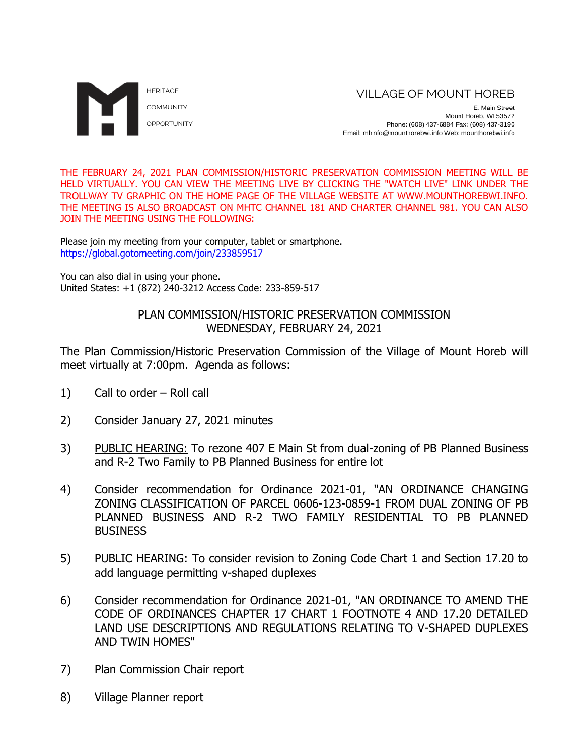HERITAGE

COMMUNITY

OPPORTUNITY

VILLAGE OF MOUNT HOREB

E. Main Street
Mount Horeb, WI 53572
Phone: (608) 437-6884 Fax: (608) 437-3190
Email: mhinfo@mounthorebwi.info Web: mounthorebwi.info

THE FEBRUARY 24, 2021 PLAN COMMISSION/HISTORIC PRESERVATION COMMISSION MEETING WILL BE HELD VIRTUALLY. YOU CAN VIEW THE MEETING LIVE BY CLICKING THE "WATCH LIVE" LINK UNDER THE TROLLWAY TV GRAPHIC ON THE HOME PAGE OF THE VILLAGE WEBSITE AT WWW.MOUNTHOREBWI.INFO. THE MEETING IS ALSO BROADCAST ON MHTC CHANNEL 181 AND CHARTER CHANNEL 981. YOU CAN ALSO JOIN THE MEETING USING THE FOLLOWING:

Please join my meeting from your computer, tablet or smartphone.
https://global.gotomeeting.com/join/233859517

You can also dial in using your phone.
United States: +1 (872) 240-3212 Access Code: 233-859-517

PLAN COMMISSION/HISTORIC PRESERVATION COMMISSION
WEDNESDAY, FEBRUARY 24, 2021

The Plan Commission/Historic Preservation Commission of the Village of Mount Horeb will meet virtually at 7:00pm. Agenda as follows:

1) Call to order – Roll call

2) Consider January 27, 2021 minutes

3) PUBLIC HEARING: To rezone 407 E Main St from dual-zoning of PB Planned Business and R-2 Two Family to PB Planned Business for entire lot

4) Consider recommendation for Ordinance 2021-01, "AN ORDINANCE CHANGING ZONING CLASSIFICATION OF PARCEL 0606-123-0859-1 FROM DUAL ZONING OF PB PLANNED BUSINESS AND R-2 TWO FAMILY RESIDENTIAL TO PB PLANNED BUSINESS

5) PUBLIC HEARING: To consider revision to Zoning Code Chart 1 and Section 17.20 to add language permitting v-shaped duplexes

6) Consider recommendation for Ordinance 2021-01, "AN ORDINANCE TO AMEND THE CODE OF ORDINANCES CHAPTER 17 CHART 1 FOOTNOTE 4 AND 17.20 DETAILED LAND USE DESCRIPTIONS AND REGULATIONS RELATING TO V-SHAPED DUPLEXES AND TWIN HOMES"

7) Plan Commission Chair report

8) Village Planner report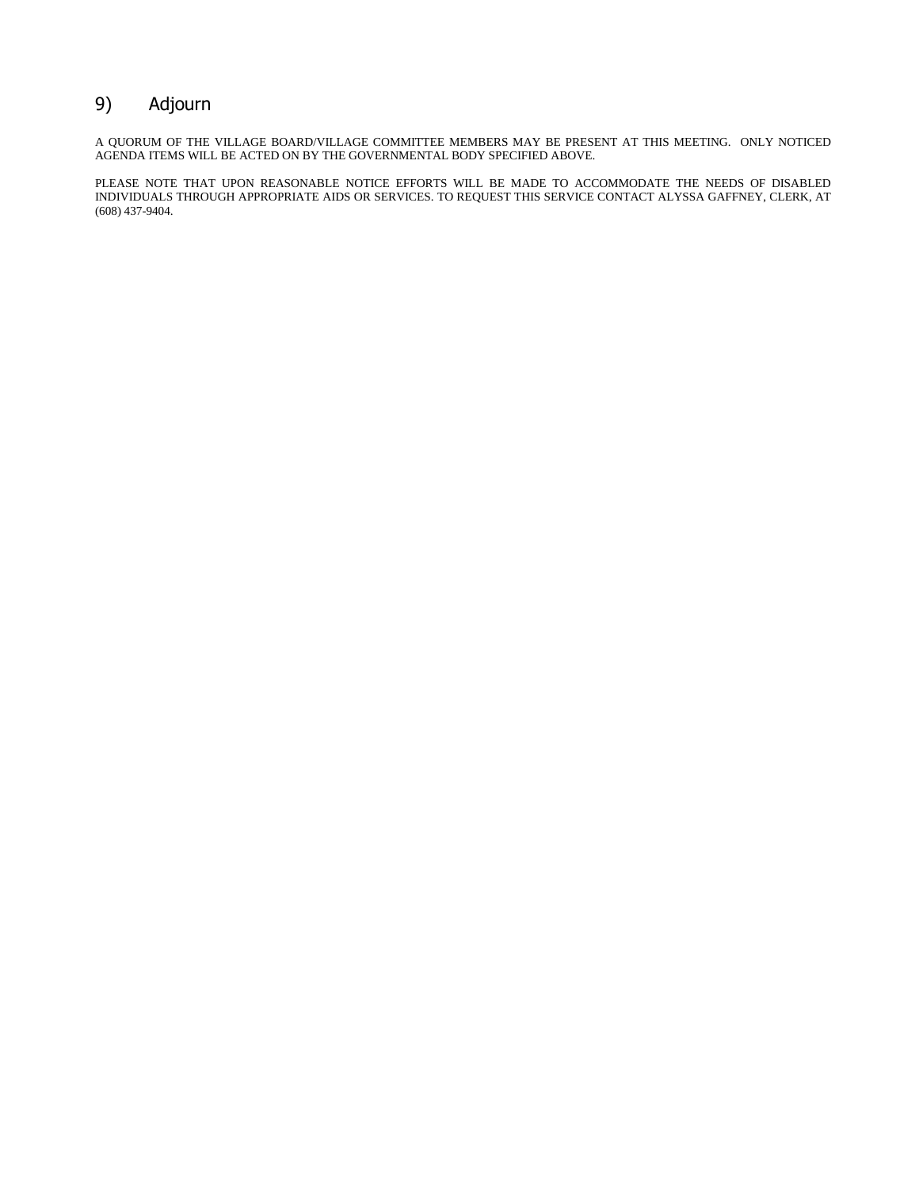## 9) Adjourn

A QUORUM OF THE VILLAGE BOARD/VILLAGE COMMITTEE MEMBERS MAY BE PRESENT AT THIS MEETING. ONLY NOTICED AGENDA ITEMS WILL BE ACTED ON BY THE GOVERNMENTAL BODY SPECIFIED ABOVE.

PLEASE NOTE THAT UPON REASONABLE NOTICE EFFORTS WILL BE MADE TO ACCOMMODATE THE NEEDS OF DISABLED INDIVIDUALS THROUGH APPROPRIATE AIDS OR SERVICES. TO REQUEST THIS SERVICE CONTACT ALYSSA GAFFNEY, CLERK, AT (608) 437-9404.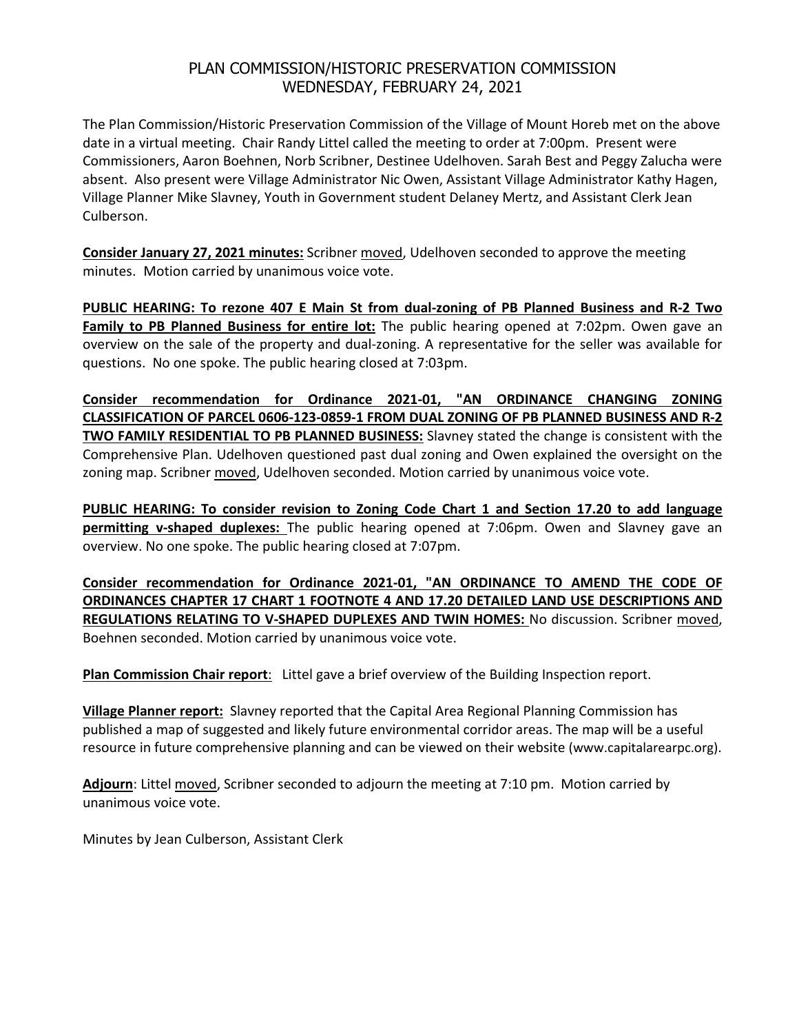# PLAN COMMISSION/HISTORIC PRESERVATION COMMISSION
## WEDNESDAY, FEBRUARY 24, 2021

The Plan Commission/Historic Preservation Commission of the Village of Mount Horeb met on the above date in a virtual meeting. Chair Randy Littel called the meeting to order at 7:00pm. Present were Commissioners, Aaron Boehnen, Norb Scribner, Destinee Udelhoven. Sarah Best and Peggy Zalucha were absent. Also present were Village Administrator Nic Owen, Assistant Village Administrator Kathy Hagen, Village Planner Mike Slavney, Youth in Government student Delaney Mertz, and Assistant Clerk Jean Culberson.

**Consider January 27, 2021 minutes:** Scribner moved, Udelhoven seconded to approve the meeting minutes. Motion carried by unanimous voice vote.

**PUBLIC HEARING: To rezone 407 E Main St from dual-zoning of PB Planned Business and R-2 Two Family to PB Planned Business for entire lot:** The public hearing opened at 7:02pm. Owen gave an overview on the sale of the property and dual-zoning. A representative for the seller was available for questions. No one spoke. The public hearing closed at 7:03pm.

**Consider recommendation for Ordinance 2021-01, "AN ORDINANCE CHANGING ZONING CLASSIFICATION OF PARCEL 0606-123-0859-1 FROM DUAL ZONING OF PB PLANNED BUSINESS AND R-2 TWO FAMILY RESIDENTIAL TO PB PLANNED BUSINESS:** Slavney stated the change is consistent with the Comprehensive Plan. Udelhoven questioned past dual zoning and Owen explained the oversight on the zoning map. Scribner moved, Udelhoven seconded. Motion carried by unanimous voice vote.

**PUBLIC HEARING: To consider revision to Zoning Code Chart 1 and Section 17.20 to add language permitting v-shaped duplexes:** The public hearing opened at 7:06pm. Owen and Slavney gave an overview. No one spoke. The public hearing closed at 7:07pm.

**Consider recommendation for Ordinance 2021-01, "AN ORDINANCE TO AMEND THE CODE OF ORDINANCES CHAPTER 17 CHART 1 FOOTNOTE 4 AND 17.20 DETAILED LAND USE DESCRIPTIONS AND REGULATIONS RELATING TO V-SHAPED DUPLEXES AND TWIN HOMES:** No discussion. Scribner moved, Boehnen seconded. Motion carried by unanimous voice vote.

**Plan Commission Chair report**: Littel gave a brief overview of the Building Inspection report.

**Village Planner report:** Slavney reported that the Capital Area Regional Planning Commission has published a map of suggested and likely future environmental corridor areas. The map will be a useful resource in future comprehensive planning and can be viewed on their website (www.capitalarearpc.org).

**Adjourn**: Littel moved, Scribner seconded to adjourn the meeting at 7:10 pm. Motion carried by unanimous voice vote.

Minutes by Jean Culberson, Assistant Clerk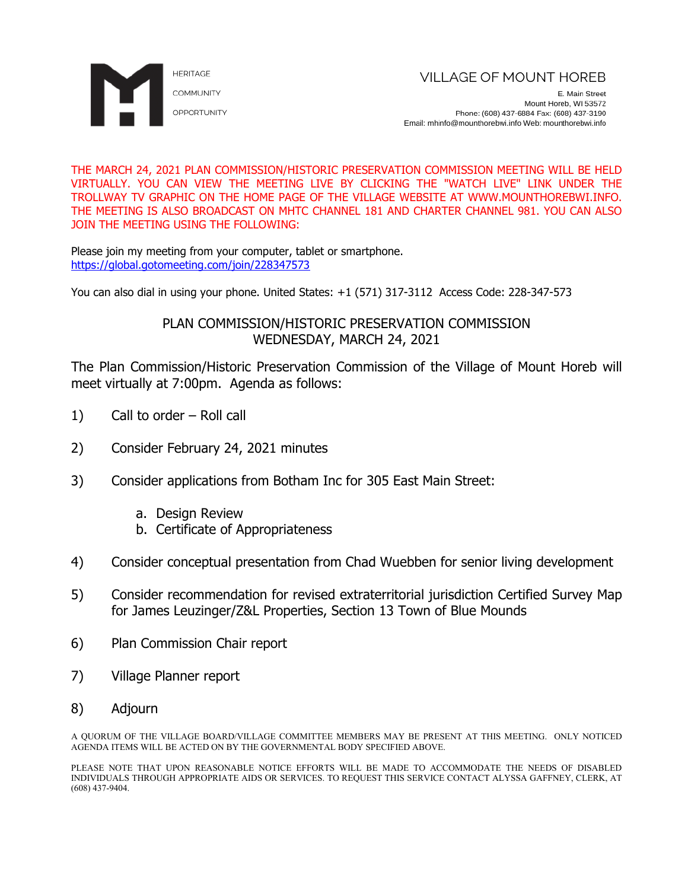HERITAGE

COMMUNITY

OPPORTUNITY

VILLAGE OF MOUNT HOREB

E. Main Street
Mount Horeb, WI 53572
Phone: (608) 437-6884 Fax: (608) 437-3190
Email: mhinfo@mounthorebwi.info Web: mounthorebwi.info

THE MARCH 24, 2021 PLAN COMMISSION/HISTORIC PRESERVATION COMMISSION MEETING WILL BE HELD VIRTUALLY. YOU CAN VIEW THE MEETING LIVE BY CLICKING THE "WATCH LIVE" LINK UNDER THE TROLLWAY TV GRAPHIC ON THE HOME PAGE OF THE VILLAGE WEBSITE AT WWW.MOUNTHOREBWI.INFO. THE MEETING IS ALSO BROADCAST ON MHTC CHANNEL 181 AND CHARTER CHANNEL 981. YOU CAN ALSO JOIN THE MEETING USING THE FOLLOWING:

Please join my meeting from your computer, tablet or smartphone.
https://global.gotomeeting.com/join/228347573

You can also dial in using your phone. United States: +1 (571) 317-3112 Access Code: 228-347-573

## PLAN COMMISSION/HISTORIC PRESERVATION COMMISSION
## WEDNESDAY, MARCH 24, 2021

The Plan Commission/Historic Preservation Commission of the Village of Mount Horeb will meet virtually at 7:00pm. Agenda as follows:

1) Call to order – Roll call

2) Consider February 24, 2021 minutes

3) Consider applications from Botham Inc for 305 East Main Street:

   a. Design Review
   b. Certificate of Appropriateness

4) Consider conceptual presentation from Chad Wuebben for senior living development

5) Consider recommendation for revised extraterritorial jurisdiction Certified Survey Map for James Leuzinger/Z&L Properties, Section 13 Town of Blue Mounds

6) Plan Commission Chair report

7) Village Planner report

8) Adjourn

A QUORUM OF THE VILLAGE BOARD/VILLAGE COMMITTEE MEMBERS MAY BE PRESENT AT THIS MEETING. ONLY NOTICED AGENDA ITEMS WILL BE ACTED ON BY THE GOVERNMENTAL BODY SPECIFIED ABOVE.

PLEASE NOTE THAT UPON REASONABLE NOTICE EFFORTS WILL BE MADE TO ACCOMMODATE THE NEEDS OF DISABLED INDIVIDUALS THROUGH APPROPRIATE AIDS OR SERVICES. TO REQUEST THIS SERVICE CONTACT ALYSSA GAFFNEY, CLERK, AT (608) 437-9404.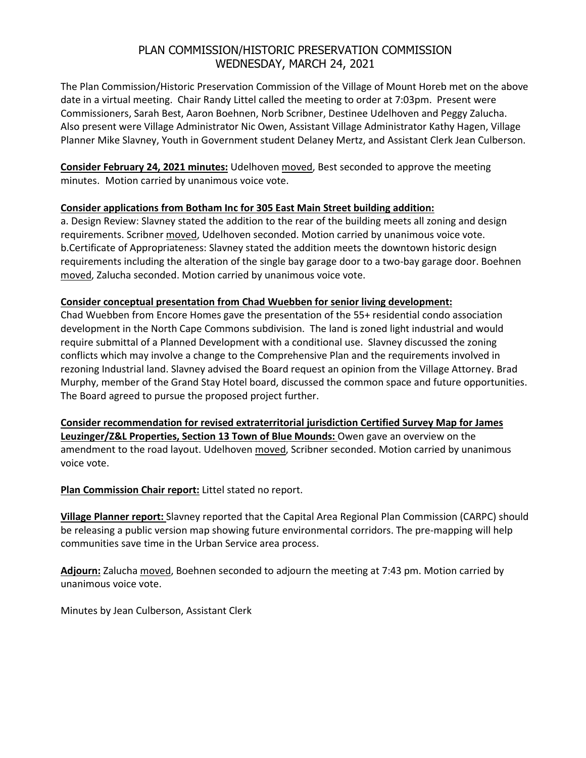# PLAN COMMISSION/HISTORIC PRESERVATION COMMISSION
# WEDNESDAY, MARCH 24, 2021

The Plan Commission/Historic Preservation Commission of the Village of Mount Horeb met on the above date in a virtual meeting. Chair Randy Littel called the meeting to order at 7:03pm. Present were Commissioners, Sarah Best, Aaron Boehnen, Norb Scribner, Destinee Udelhoven and Peggy Zalucha. Also present were Village Administrator Nic Owen, Assistant Village Administrator Kathy Hagen, Village Planner Mike Slavney, Youth in Government student Delaney Mertz, and Assistant Clerk Jean Culberson.

**Consider February 24, 2021 minutes:** Udelhoven moved, Best seconded to approve the meeting minutes. Motion carried by unanimous voice vote.

**Consider applications from Botham Inc for 305 East Main Street building addition:**
a. Design Review: Slavney stated the addition to the rear of the building meets all zoning and design requirements. Scribner moved, Udelhoven seconded. Motion carried by unanimous voice vote.
b.Certificate of Appropriateness: Slavney stated the addition meets the downtown historic design requirements including the alteration of the single bay garage door to a two-bay garage door. Boehnen moved, Zalucha seconded. Motion carried by unanimous voice vote.

**Consider conceptual presentation from Chad Wuebben for senior living development:**
Chad Wuebben from Encore Homes gave the presentation of the 55+ residential condo association development in the North Cape Commons subdivision. The land is zoned light industrial and would require submittal of a Planned Development with a conditional use. Slavney discussed the zoning conflicts which may involve a change to the Comprehensive Plan and the requirements involved in rezoning Industrial land. Slavney advised the Board request an opinion from the Village Attorney. Brad Murphy, member of the Grand Stay Hotel board, discussed the common space and future opportunities. The Board agreed to pursue the proposed project further.

**Consider recommendation for revised extraterritorial jurisdiction Certified Survey Map for James Leuzinger/Z&L Properties, Section 13 Town of Blue Mounds:** Owen gave an overview on the amendment to the road layout. Udelhoven moved, Scribner seconded. Motion carried by unanimous voice vote.

**Plan Commission Chair report:** Littel stated no report.

**Village Planner report:** Slavney reported that the Capital Area Regional Plan Commission (CARPC) should be releasing a public version map showing future environmental corridors. The pre-mapping will help communities save time in the Urban Service area process.

**Adjourn:** Zalucha moved, Boehnen seconded to adjourn the meeting at 7:43 pm. Motion carried by unanimous voice vote.

Minutes by Jean Culberson, Assistant Clerk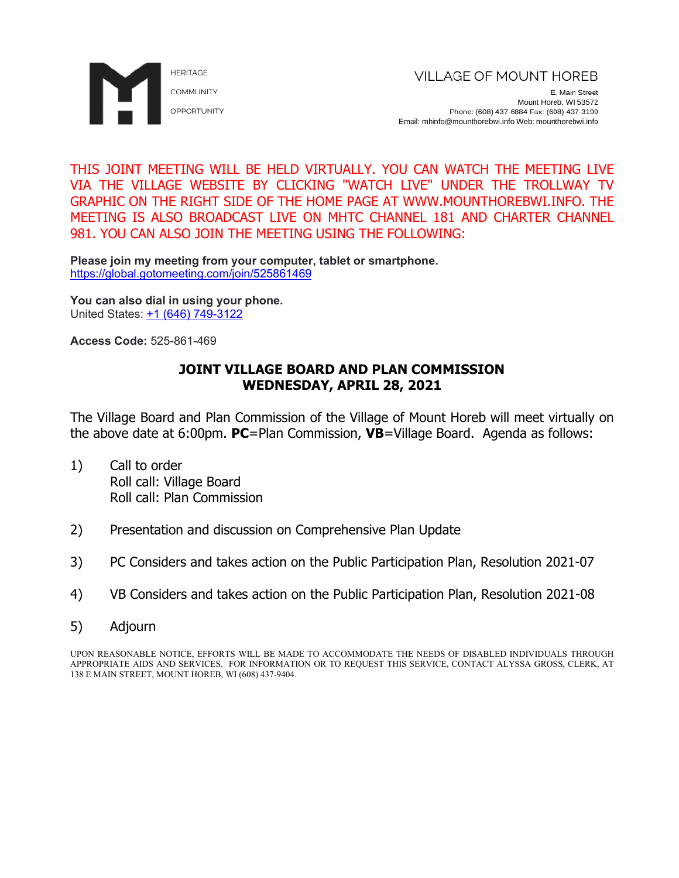HERITAGE

COMMUNITY

OPPORTUNITY

VILLAGE OF MOUNT HOREB

E. Main Street
Mount Horeb, WI 53572
Phone: (608) 437-6884 Fax: (608) 437-3190
Email: mhinfo@mounthorebwi.info Web: mounthorebwi.info

THIS JOINT MEETING WILL BE HELD VIRTUALLY. YOU CAN WATCH THE MEETING LIVE VIA THE VILLAGE WEBSITE BY CLICKING "WATCH LIVE" UNDER THE TROLLWAY TV GRAPHIC ON THE RIGHT SIDE OF THE HOME PAGE AT WWW.MOUNTHOREBWI.INFO. THE MEETING IS ALSO BROADCAST LIVE ON MHTC CHANNEL 181 AND CHARTER CHANNEL 981. YOU CAN ALSO JOIN THE MEETING USING THE FOLLOWING:

**Please join my meeting from your computer, tablet or smartphone.**
https://global.gotomeeting.com/join/525861469

**You can also dial in using your phone.**
United States: +1 (646) 749-3122

**Access Code:** 525-861-469

## JOINT VILLAGE BOARD AND PLAN COMMISSION
## WEDNESDAY, APRIL 28, 2021

The Village Board and Plan Commission of the Village of Mount Horeb will meet virtually on the above date at 6:00pm. **PC**=Plan Commission, **VB**=Village Board. Agenda as follows:

1) Call to order
   Roll call: Village Board
   Roll call: Plan Commission

2) Presentation and discussion on Comprehensive Plan Update

3) PC Considers and takes action on the Public Participation Plan, Resolution 2021-07

4) VB Considers and takes action on the Public Participation Plan, Resolution 2021-08

5) Adjourn

UPON REASONABLE NOTICE, EFFORTS WILL BE MADE TO ACCOMMODATE THE NEEDS OF DISABLED INDIVIDUALS THROUGH APPROPRIATE AIDS AND SERVICES. FOR INFORMATION OR TO REQUEST THIS SERVICE, CONTACT ALYSSA GROSS, CLERK, AT 138 E MAIN STREET, MOUNT HOREB, WI (608) 437-9404.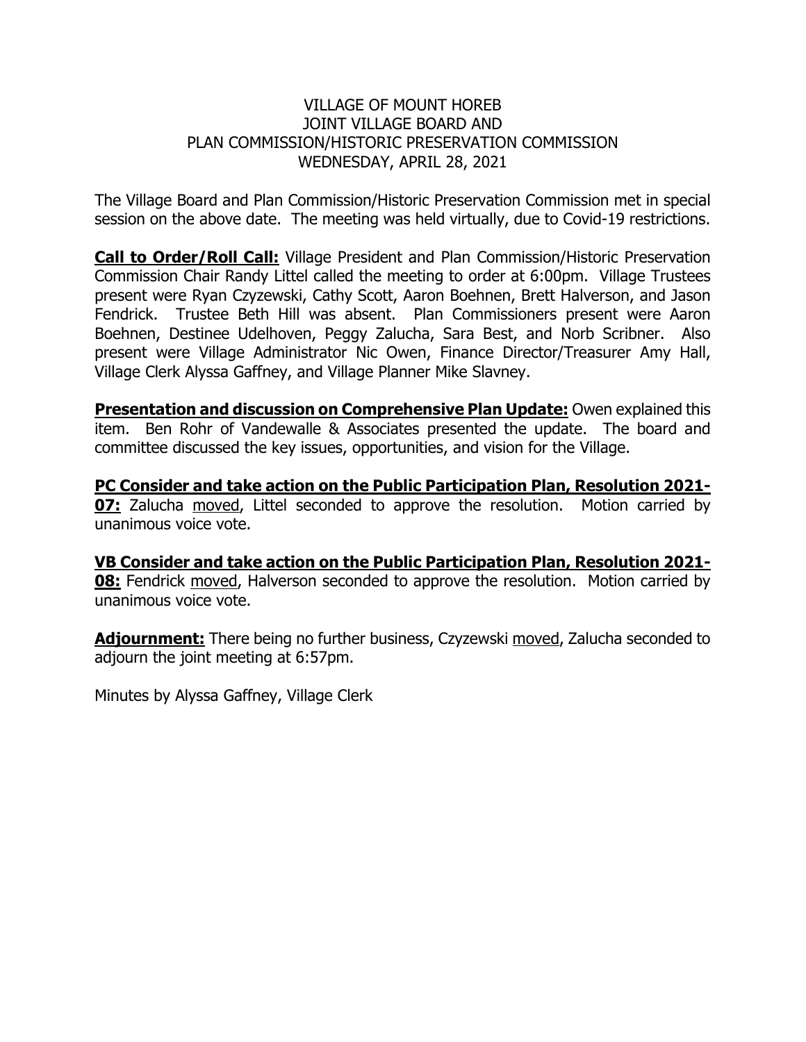VILLAGE OF MOUNT HOREB
JOINT VILLAGE BOARD AND
PLAN COMMISSION/HISTORIC PRESERVATION COMMISSION
WEDNESDAY, APRIL 28, 2021

The Village Board and Plan Commission/Historic Preservation Commission met in special session on the above date. The meeting was held virtually, due to Covid-19 restrictions.

**Call to Order/Roll Call:** Village President and Plan Commission/Historic Preservation Commission Chair Randy Littel called the meeting to order at 6:00pm. Village Trustees present were Ryan Czyzewski, Cathy Scott, Aaron Boehnen, Brett Halverson, and Jason Fendrick. Trustee Beth Hill was absent. Plan Commissioners present were Aaron Boehnen, Destinee Udelhoven, Peggy Zalucha, Sara Best, and Norb Scribner. Also present were Village Administrator Nic Owen, Finance Director/Treasurer Amy Hall, Village Clerk Alyssa Gaffney, and Village Planner Mike Slavney.

**Presentation and discussion on Comprehensive Plan Update:** Owen explained this item. Ben Rohr of Vandewalle & Associates presented the update. The board and committee discussed the key issues, opportunities, and vision for the Village.

**PC Consider and take action on the Public Participation Plan, Resolution 2021-07:** Zalucha moved, Littel seconded to approve the resolution. Motion carried by unanimous voice vote.

**VB Consider and take action on the Public Participation Plan, Resolution 2021-08:** Fendrick moved, Halverson seconded to approve the resolution. Motion carried by unanimous voice vote.

**Adjournment:** There being no further business, Czyzewski moved, Zalucha seconded to adjourn the joint meeting at 6:57pm.

Minutes by Alyssa Gaffney, Village Clerk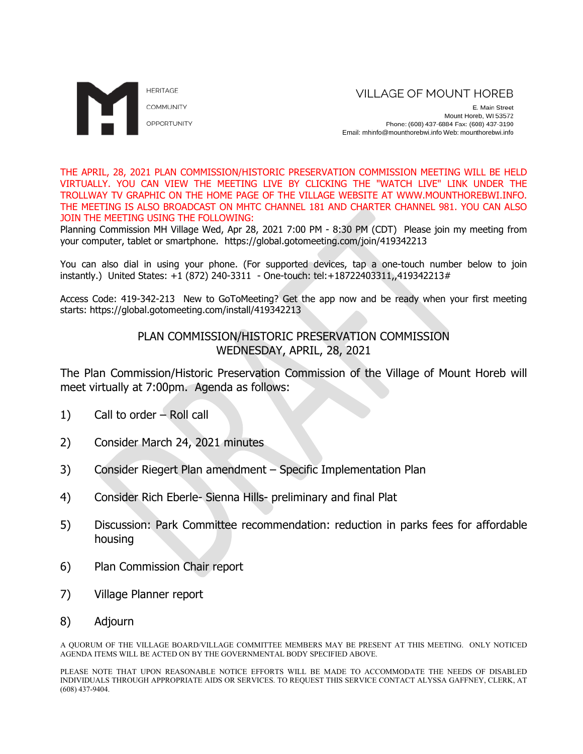HERITAGE

COMMUNITY

OPPORTUNITY

# VILLAGE OF MOUNT HOREB

E. Main Street
Mount Horeb, WI 53572
Phone: (608) 437-6884 Fax: (608) 437-3190
Email: mhinfo@mounthorebwi.info Web: mounthorebwi.info

THE APRIL, 28, 2021 PLAN COMMISSION/HISTORIC PRESERVATION COMMISSION MEETING WILL BE HELD VIRTUALLY. YOU CAN VIEW THE MEETING LIVE BY CLICKING THE "WATCH LIVE" LINK UNDER THE TROLLWAY TV GRAPHIC ON THE HOME PAGE OF THE VILLAGE WEBSITE AT WWW.MOUNTHOREBWI.INFO. THE MEETING IS ALSO BROADCAST ON MHTC CHANNEL 181 AND CHARTER CHANNEL 981. YOU CAN ALSO JOIN THE MEETING USING THE FOLLOWING:

Planning Commission MH Village Wed, Apr 28, 2021 7:00 PM - 8:30 PM (CDT) Please join my meeting from your computer, tablet or smartphone. https://global.gotomeeting.com/join/419342213

You can also dial in using your phone. (For supported devices, tap a one-touch number below to join instantly.) United States: +1 (872) 240-3311 - One-touch: tel:+18722403311,,419342213#

Access Code: 419-342-213 New to GoToMeeting? Get the app now and be ready when your first meeting starts: https://global.gotomeeting.com/install/419342213

## PLAN COMMISSION/HISTORIC PRESERVATION COMMISSION
## WEDNESDAY, APRIL, 28, 2021

The Plan Commission/Historic Preservation Commission of the Village of Mount Horeb will meet virtually at 7:00pm. Agenda as follows:

1) Call to order – Roll call
2) Consider March 24, 2021 minutes
3) Consider Riegert Plan amendment – Specific Implementation Plan
4) Consider Rich Eberle- Sienna Hills- preliminary and final Plat
5) Discussion: Park Committee recommendation: reduction in parks fees for affordable housing
6) Plan Commission Chair report
7) Village Planner report
8) Adjourn

A QUORUM OF THE VILLAGE BOARD/VILLAGE COMMITTEE MEMBERS MAY BE PRESENT AT THIS MEETING. ONLY NOTICED AGENDA ITEMS WILL BE ACTED ON BY THE GOVERNMENTAL BODY SPECIFIED ABOVE.

PLEASE NOTE THAT UPON REASONABLE NOTICE EFFORTS WILL BE MADE TO ACCOMMODATE THE NEEDS OF DISABLED INDIVIDUALS THROUGH APPROPRIATE AIDS OR SERVICES. TO REQUEST THIS SERVICE CONTACT ALYSSA GAFFNEY, CLERK, AT (608) 437-9404.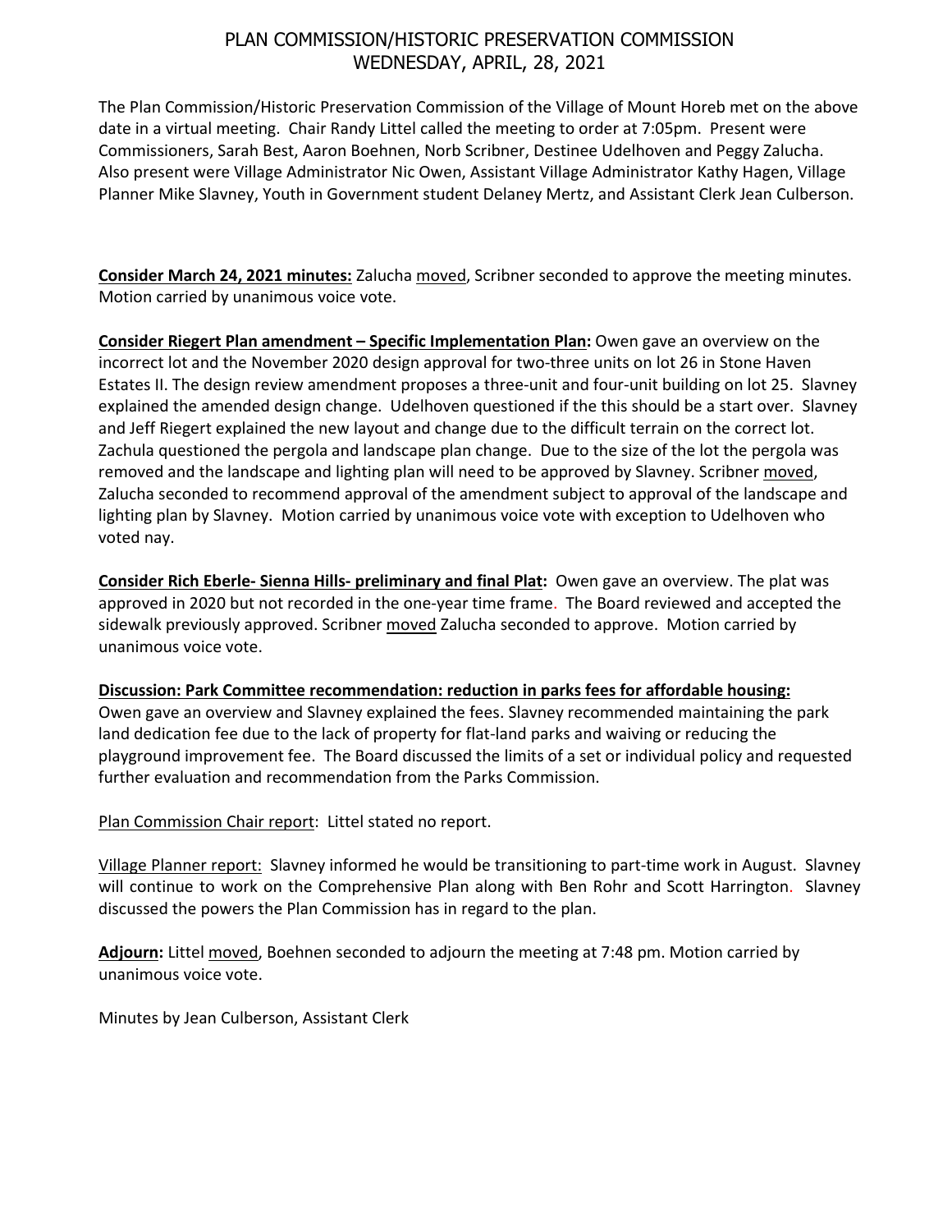# PLAN COMMISSION/HISTORIC PRESERVATION COMMISSION
## WEDNESDAY, APRIL, 28, 2021

The Plan Commission/Historic Preservation Commission of the Village of Mount Horeb met on the above date in a virtual meeting. Chair Randy Littel called the meeting to order at 7:05pm. Present were Commissioners, Sarah Best, Aaron Boehnen, Norb Scribner, Destinee Udelhoven and Peggy Zalucha. Also present were Village Administrator Nic Owen, Assistant Village Administrator Kathy Hagen, Village Planner Mike Slavney, Youth in Government student Delaney Mertz, and Assistant Clerk Jean Culberson.

**Consider March 24, 2021 minutes:** Zalucha moved, Scribner seconded to approve the meeting minutes. Motion carried by unanimous voice vote.

**Consider Riegert Plan amendment – Specific Implementation Plan:** Owen gave an overview on the incorrect lot and the November 2020 design approval for two-three units on lot 26 in Stone Haven Estates II. The design review amendment proposes a three-unit and four-unit building on lot 25. Slavney explained the amended design change. Udelhoven questioned if the this should be a start over. Slavney and Jeff Riegert explained the new layout and change due to the difficult terrain on the correct lot. Zachula questioned the pergola and landscape plan change. Due to the size of the lot the pergola was removed and the landscape and lighting plan will need to be approved by Slavney. Scribner moved, Zalucha seconded to recommend approval of the amendment subject to approval of the landscape and lighting plan by Slavney. Motion carried by unanimous voice vote with exception to Udelhoven who voted nay.

**Consider Rich Eberle- Sienna Hills- preliminary and final Plat:** Owen gave an overview. The plat was approved in 2020 but not recorded in the one-year time frame. The Board reviewed and accepted the sidewalk previously approved. Scribner moved Zalucha seconded to approve. Motion carried by unanimous voice vote.

**Discussion: Park Committee recommendation: reduction in parks fees for affordable housing:** Owen gave an overview and Slavney explained the fees. Slavney recommended maintaining the park land dedication fee due to the lack of property for flat-land parks and waiving or reducing the playground improvement fee. The Board discussed the limits of a set or individual policy and requested further evaluation and recommendation from the Parks Commission.

Plan Commission Chair report: Littel stated no report.

Village Planner report: Slavney informed he would be transitioning to part-time work in August. Slavney will continue to work on the Comprehensive Plan along with Ben Rohr and Scott Harrington. Slavney discussed the powers the Plan Commission has in regard to the plan.

**Adjourn:** Littel moved, Boehnen seconded to adjourn the meeting at 7:48 pm. Motion carried by unanimous voice vote.

Minutes by Jean Culberson, Assistant Clerk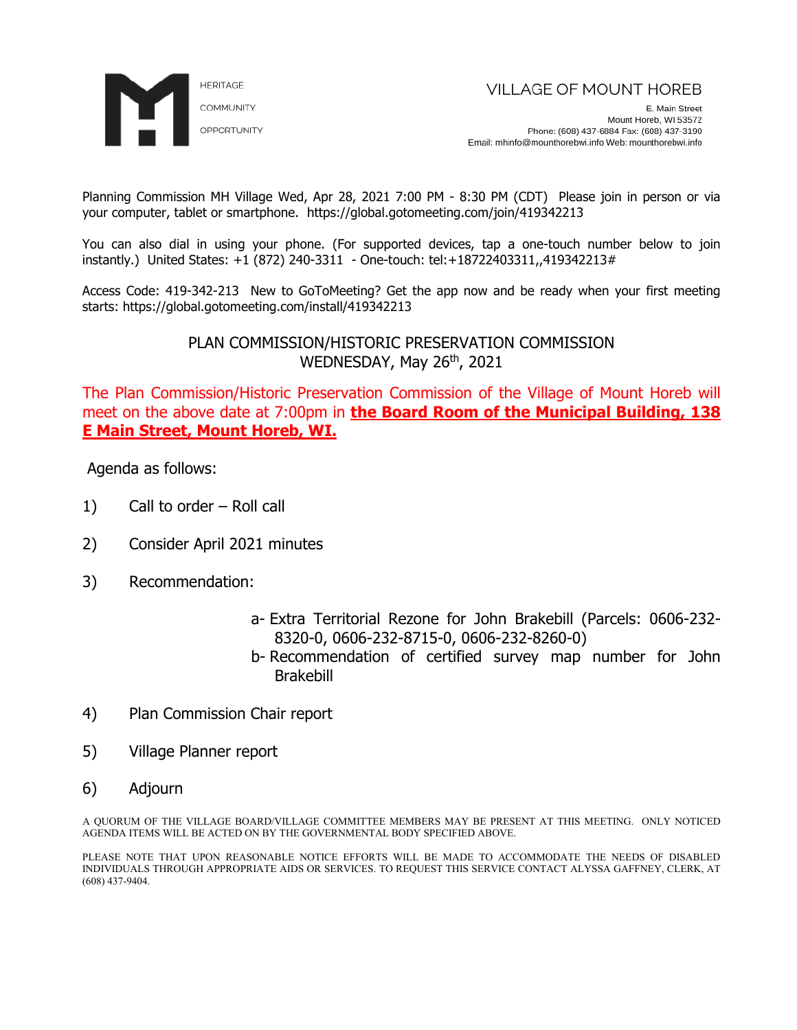HERITAGE

COMMUNITY

OPPORTUNITY

VILLAGE OF MOUNT HOREB

E. Main Street
Mount Horeb, WI 53572
Phone: (608) 437-6884 Fax: (608) 437-3190
Email: mhinfo@mounthorebwi.info Web: mounthorebwi.info

Planning Commission MH Village Wed, Apr 28, 2021 7:00 PM - 8:30 PM (CDT) Please join in person or via your computer, tablet or smartphone. https://global.gotomeeting.com/join/419342213

You can also dial in using your phone. (For supported devices, tap a one-touch number below to join instantly.) United States: +1 (872) 240-3311 - One-touch: tel:+18722403311,,419342213#

Access Code: 419-342-213 New to GoToMeeting? Get the app now and be ready when your first meeting starts: https://global.gotomeeting.com/install/419342213

PLAN COMMISSION/HISTORIC PRESERVATION COMMISSION
WEDNESDAY, May 26th, 2021

The Plan Commission/Historic Preservation Commission of the Village of Mount Horeb will meet on the above date at 7:00pm in **the Board Room of the Municipal Building, 138 E Main Street, Mount Horeb, WI.**

Agenda as follows:

1) Call to order – Roll call

2) Consider April 2021 minutes

3) Recommendation:

   a- Extra Territorial Rezone for John Brakebill (Parcels: 0606-232-8320-0, 0606-232-8715-0, 0606-232-8260-0)
   
   b- Recommendation of certified survey map number for John Brakebill

4) Plan Commission Chair report

5) Village Planner report

6) Adjourn

A QUORUM OF THE VILLAGE BOARD/VILLAGE COMMITTEE MEMBERS MAY BE PRESENT AT THIS MEETING. ONLY NOTICED AGENDA ITEMS WILL BE ACTED ON BY THE GOVERNMENTAL BODY SPECIFIED ABOVE.

PLEASE NOTE THAT UPON REASONABLE NOTICE EFFORTS WILL BE MADE TO ACCOMMODATE THE NEEDS OF DISABLED INDIVIDUALS THROUGH APPROPRIATE AIDS OR SERVICES. TO REQUEST THIS SERVICE CONTACT ALYSSA GAFFNEY, CLERK, AT (608) 437-9404.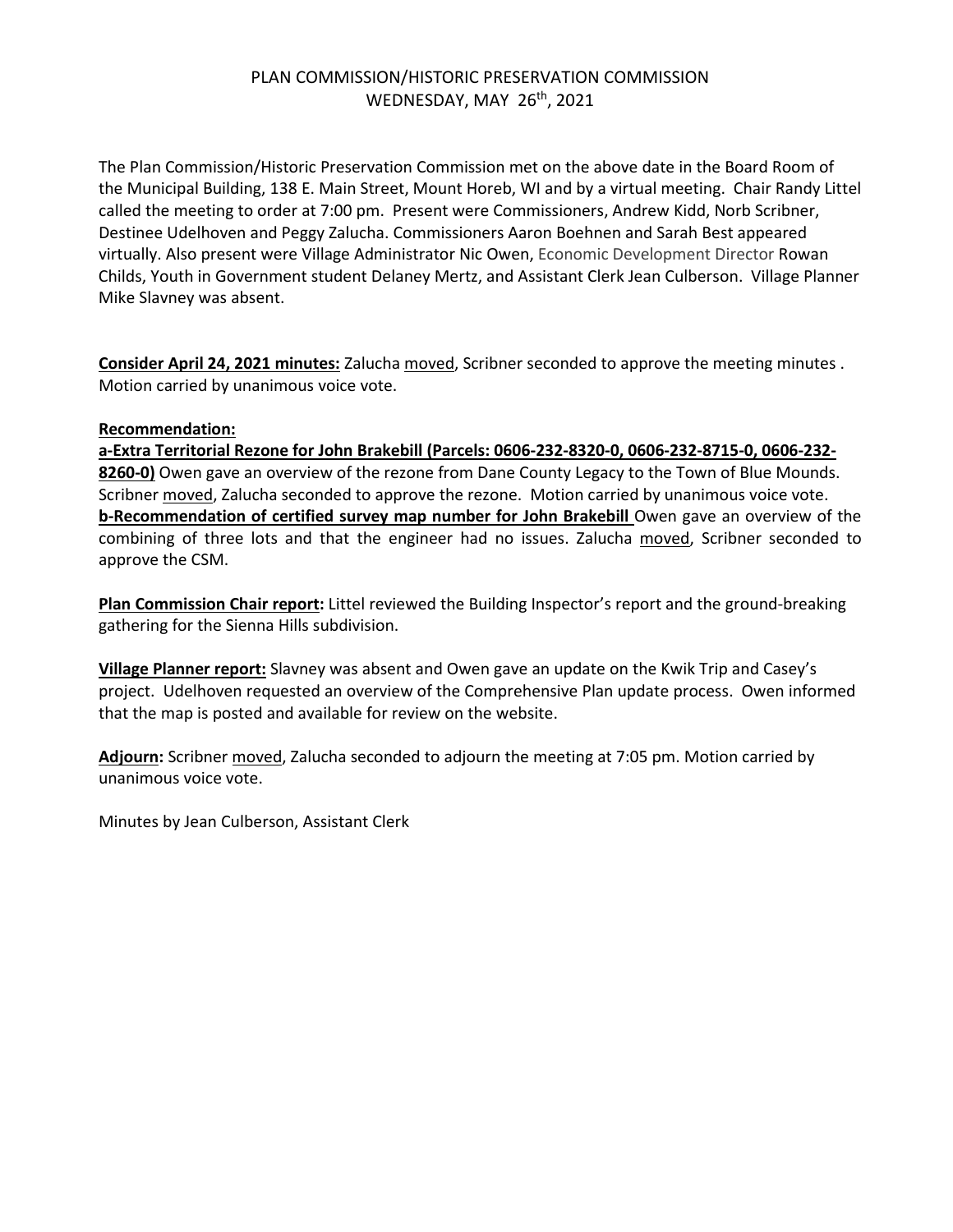# PLAN COMMISSION/HISTORIC PRESERVATION COMMISSION
## WEDNESDAY, MAY 26th, 2021

The Plan Commission/Historic Preservation Commission met on the above date in the Board Room of the Municipal Building, 138 E. Main Street, Mount Horeb, WI and by a virtual meeting. Chair Randy Littel called the meeting to order at 7:00 pm. Present were Commissioners, Andrew Kidd, Norb Scribner, Destinee Udelhoven and Peggy Zalucha. Commissioners Aaron Boehnen and Sarah Best appeared virtually. Also present were Village Administrator Nic Owen, Economic Development Director Rowan Childs, Youth in Government student Delaney Mertz, and Assistant Clerk Jean Culberson. Village Planner Mike Slavney was absent.

**Consider April 24, 2021 minutes:** Zalucha moved, Scribner seconded to approve the meeting minutes . Motion carried by unanimous voice vote.

**Recommendation:**

**a-Extra Territorial Rezone for John Brakebill (Parcels: 0606-232-8320-0, 0606-232-8715-0, 0606-232-8260-0)** Owen gave an overview of the rezone from Dane County Legacy to the Town of Blue Mounds. Scribner moved, Zalucha seconded to approve the rezone. Motion carried by unanimous voice vote.

**b-Recommendation of certified survey map number for John Brakebill** Owen gave an overview of the combining of three lots and that the engineer had no issues. Zalucha moved, Scribner seconded to approve the CSM.

**Plan Commission Chair report:** Littel reviewed the Building Inspector's report and the ground-breaking gathering for the Sienna Hills subdivision.

**Village Planner report:** Slavney was absent and Owen gave an update on the Kwik Trip and Casey's project. Udelhoven requested an overview of the Comprehensive Plan update process. Owen informed that the map is posted and available for review on the website.

**Adjourn:** Scribner moved, Zalucha seconded to adjourn the meeting at 7:05 pm. Motion carried by unanimous voice vote.

Minutes by Jean Culberson, Assistant Clerk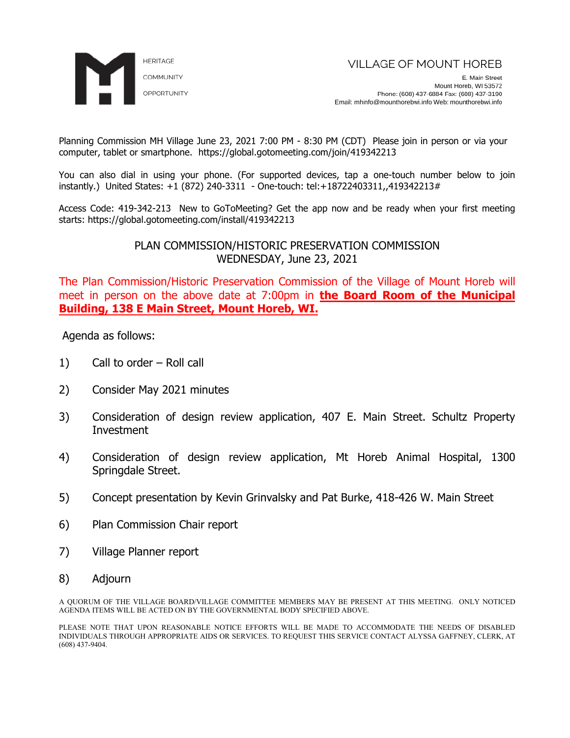HERITAGE

COMMUNITY

OPPORTUNITY

VILLAGE OF MOUNT HOREB

E. Main Street
Mount Horeb, WI 53572
Phone: (608) 437-6884 Fax: (608) 437-3190
Email: mhinfo@mounthorebwi.info Web: mounthorebwi.info

Planning Commission MH Village June 23, 2021 7:00 PM - 8:30 PM (CDT) Please join in person or via your computer, tablet or smartphone. https://global.gotomeeting.com/join/419342213

You can also dial in using your phone. (For supported devices, tap a one-touch number below to join instantly.) United States: +1 (872) 240-3311 - One-touch: tel:+18722403311,,419342213#

Access Code: 419-342-213 New to GoToMeeting? Get the app now and be ready when your first meeting starts: https://global.gotomeeting.com/install/419342213

PLAN COMMISSION/HISTORIC PRESERVATION COMMISSION
WEDNESDAY, June 23, 2021

The Plan Commission/Historic Preservation Commission of the Village of Mount Horeb will meet in person on the above date at 7:00pm in **the Board Room of the Municipal Building, 138 E Main Street, Mount Horeb, WI.**

Agenda as follows:

1) Call to order – Roll call

2) Consider May 2021 minutes

3) Consideration of design review application, 407 E. Main Street. Schultz Property Investment

4) Consideration of design review application, Mt Horeb Animal Hospital, 1300 Springdale Street.

5) Concept presentation by Kevin Grinvalsky and Pat Burke, 418-426 W. Main Street

6) Plan Commission Chair report

7) Village Planner report

8) Adjourn

A QUORUM OF THE VILLAGE BOARD/VILLAGE COMMITTEE MEMBERS MAY BE PRESENT AT THIS MEETING. ONLY NOTICED AGENDA ITEMS WILL BE ACTED ON BY THE GOVERNMENTAL BODY SPECIFIED ABOVE.

PLEASE NOTE THAT UPON REASONABLE NOTICE EFFORTS WILL BE MADE TO ACCOMMODATE THE NEEDS OF DISABLED INDIVIDUALS THROUGH APPROPRIATE AIDS OR SERVICES. TO REQUEST THIS SERVICE CONTACT ALYSSA GAFFNEY, CLERK, AT (608) 437-9404.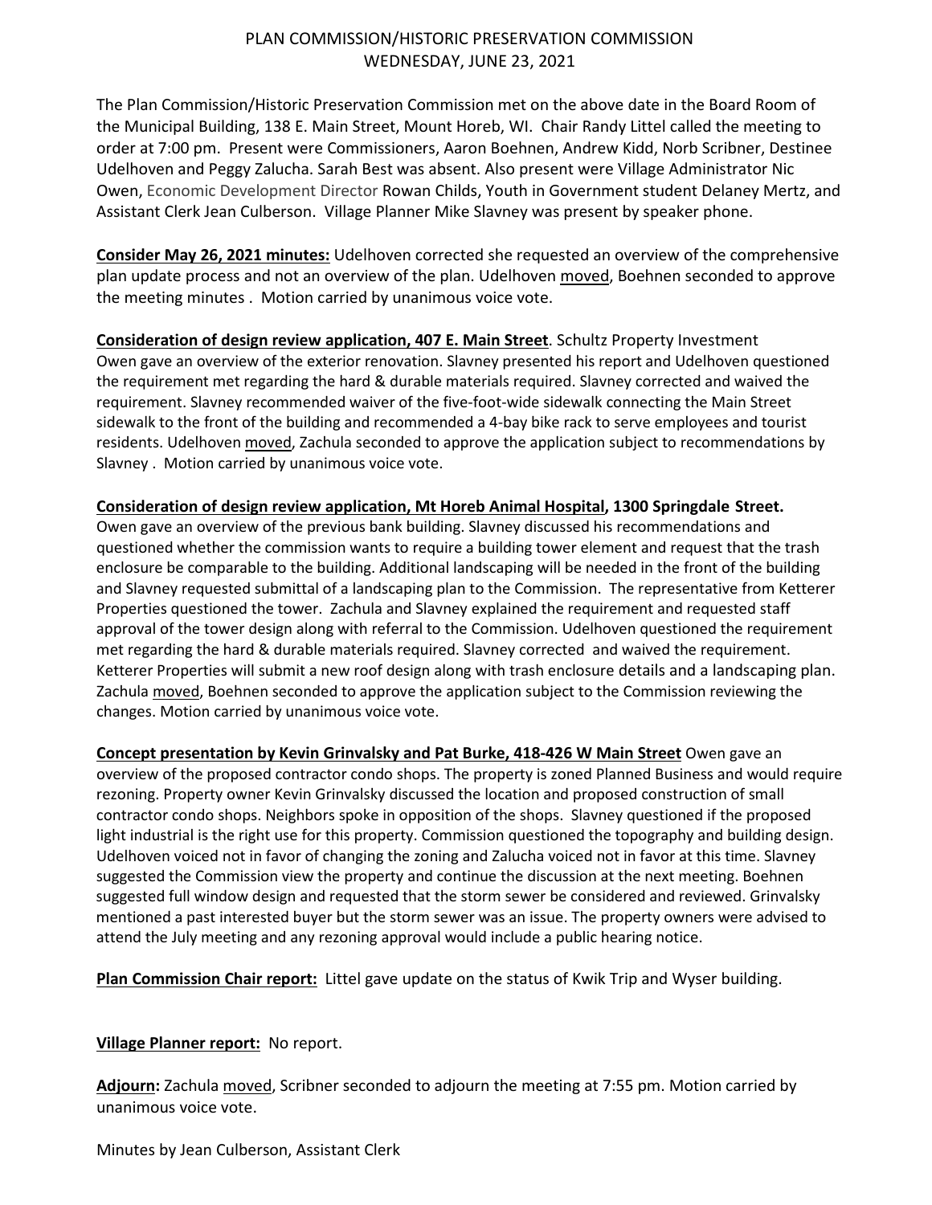# PLAN COMMISSION/HISTORIC PRESERVATION COMMISSION
## WEDNESDAY, JUNE 23, 2021

The Plan Commission/Historic Preservation Commission met on the above date in the Board Room of the Municipal Building, 138 E. Main Street, Mount Horeb, WI. Chair Randy Littel called the meeting to order at 7:00 pm. Present were Commissioners, Aaron Boehnen, Andrew Kidd, Norb Scribner, Destinee Udelhoven and Peggy Zalucha. Sarah Best was absent. Also present were Village Administrator Nic Owen, Economic Development Director Rowan Childs, Youth in Government student Delaney Mertz, and Assistant Clerk Jean Culberson. Village Planner Mike Slavney was present by speaker phone.

**Consider May 26, 2021 minutes:** Udelhoven corrected she requested an overview of the comprehensive plan update process and not an overview of the plan. Udelhoven moved, Boehnen seconded to approve the meeting minutes . Motion carried by unanimous voice vote.

**Consideration of design review application, 407 E. Main Street**. Schultz Property Investment Owen gave an overview of the exterior renovation. Slavney presented his report and Udelhoven questioned the requirement met regarding the hard & durable materials required. Slavney corrected and waived the requirement. Slavney recommended waiver of the five-foot-wide sidewalk connecting the Main Street sidewalk to the front of the building and recommended a 4-bay bike rack to serve employees and tourist residents. Udelhoven moved, Zachula seconded to approve the application subject to recommendations by Slavney . Motion carried by unanimous voice vote.

**Consideration of design review application, Mt Horeb Animal Hospital, 1300 Springdale Street.** Owen gave an overview of the previous bank building. Slavney discussed his recommendations and questioned whether the commission wants to require a building tower element and request that the trash enclosure be comparable to the building. Additional landscaping will be needed in the front of the building and Slavney requested submittal of a landscaping plan to the Commission. The representative from Ketterer Properties questioned the tower. Zachula and Slavney explained the requirement and requested staff approval of the tower design along with referral to the Commission. Udelhoven questioned the requirement met regarding the hard & durable materials required. Slavney corrected and waived the requirement. Ketterer Properties will submit a new roof design along with trash enclosure details and a landscaping plan. Zachula moved, Boehnen seconded to approve the application subject to the Commission reviewing the changes. Motion carried by unanimous voice vote.

**Concept presentation by Kevin Grinvalsky and Pat Burke, 418-426 W Main Street** Owen gave an overview of the proposed contractor condo shops. The property is zoned Planned Business and would require rezoning. Property owner Kevin Grinvalsky discussed the location and proposed construction of small contractor condo shops. Neighbors spoke in opposition of the shops. Slavney questioned if the proposed light industrial is the right use for this property. Commission questioned the topography and building design. Udelhoven voiced not in favor of changing the zoning and Zalucha voiced not in favor at this time. Slavney suggested the Commission view the property and continue the discussion at the next meeting. Boehnen suggested full window design and requested that the storm sewer be considered and reviewed. Grinvalsky mentioned a past interested buyer but the storm sewer was an issue. The property owners were advised to attend the July meeting and any rezoning approval would include a public hearing notice.

**Plan Commission Chair report:** Littel gave update on the status of Kwik Trip and Wyser building.

**Village Planner report:** No report.

**Adjourn:** Zachula moved, Scribner seconded to adjourn the meeting at 7:55 pm. Motion carried by unanimous voice vote.

Minutes by Jean Culberson, Assistant Clerk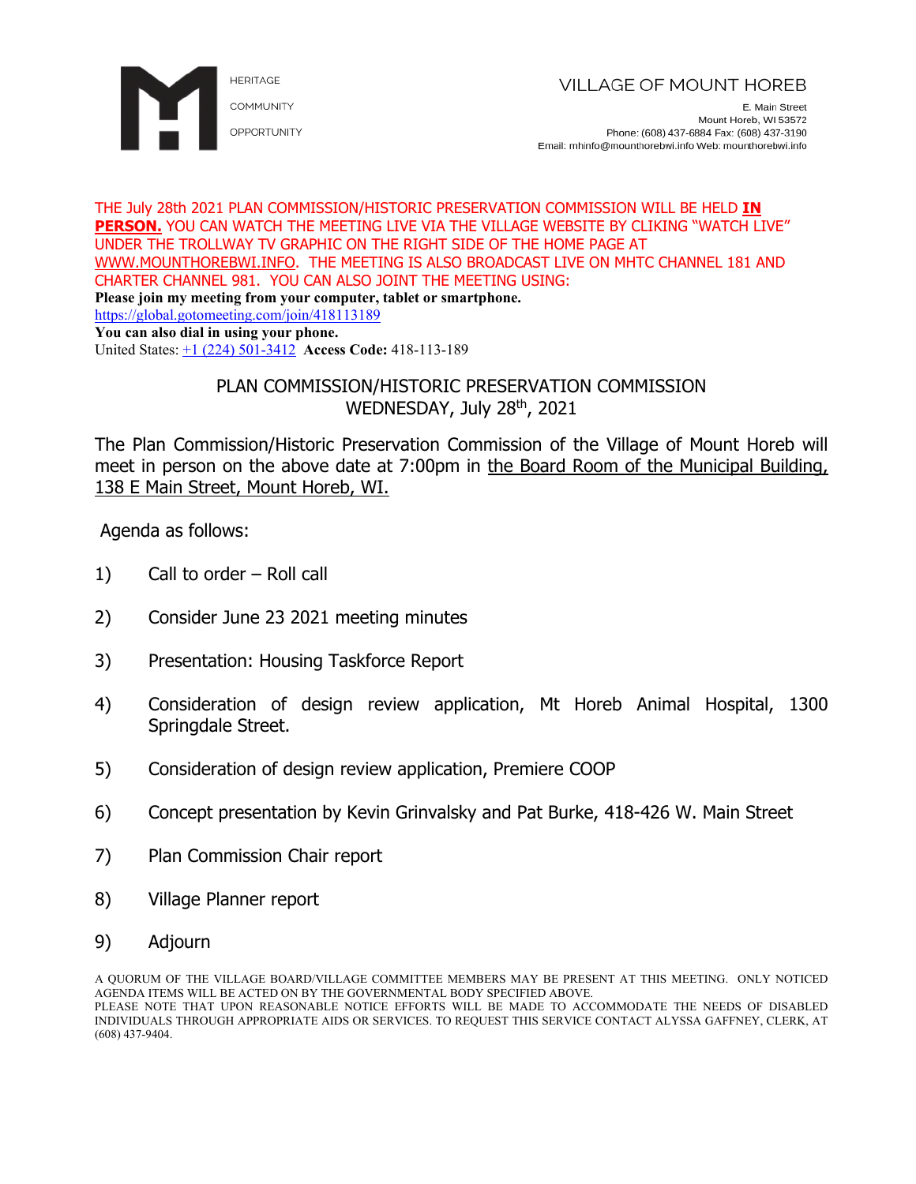HERITAGE

COMMUNITY

OPPORTUNITY

VILLAGE OF MOUNT HOREB

E. Main Street
Mount Horeb, WI 53572
Phone: (608) 437-6884 Fax: (608) 437-3190
Email: mhinfo@mounthorebwi.info Web: mounthorebwi.info

THE July 28th 2021 PLAN COMMISSION/HISTORIC PRESERVATION COMMISSION WILL BE HELD **IN PERSON.** YOU CAN WATCH THE MEETING LIVE VIA THE VILLAGE WEBSITE BY CLIKING "WATCH LIVE" UNDER THE TROLLWAY TV GRAPHIC ON THE RIGHT SIDE OF THE HOME PAGE AT WWW.MOUNTHOREBWI.INFO. THE MEETING IS ALSO BROADCAST LIVE ON MHTC CHANNEL 181 AND CHARTER CHANNEL 981. YOU CAN ALSO JOINT THE MEETING USING:

**Please join my meeting from your computer, tablet or smartphone.**
https://global.gotomeeting.com/join/418113189
**You can also dial in using your phone.**
United States: +1 (224) 501-3412 **Access Code:** 418-113-189

## PLAN COMMISSION/HISTORIC PRESERVATION COMMISSION
## WEDNESDAY, July 28th, 2021

The Plan Commission/Historic Preservation Commission of the Village of Mount Horeb will meet in person on the above date at 7:00pm in the Board Room of the Municipal Building, 138 E Main Street, Mount Horeb, WI.

Agenda as follows:

1) Call to order – Roll call
2) Consider June 23 2021 meeting minutes
3) Presentation: Housing Taskforce Report
4) Consideration of design review application, Mt Horeb Animal Hospital, 1300 Springdale Street.
5) Consideration of design review application, Premiere COOP
6) Concept presentation by Kevin Grinvalsky and Pat Burke, 418-426 W. Main Street
7) Plan Commission Chair report
8) Village Planner report
9) Adjourn

A QUORUM OF THE VILLAGE BOARD/VILLAGE COMMITTEE MEMBERS MAY BE PRESENT AT THIS MEETING. ONLY NOTICED AGENDA ITEMS WILL BE ACTED ON BY THE GOVERNMENTAL BODY SPECIFIED ABOVE.
PLEASE NOTE THAT UPON REASONABLE NOTICE EFFORTS WILL BE MADE TO ACCOMMODATE THE NEEDS OF DISABLED INDIVIDUALS THROUGH APPROPRIATE AIDS OR SERVICES. TO REQUEST THIS SERVICE CONTACT ALYSSA GAFFNEY, CLERK, AT (608) 437-9404.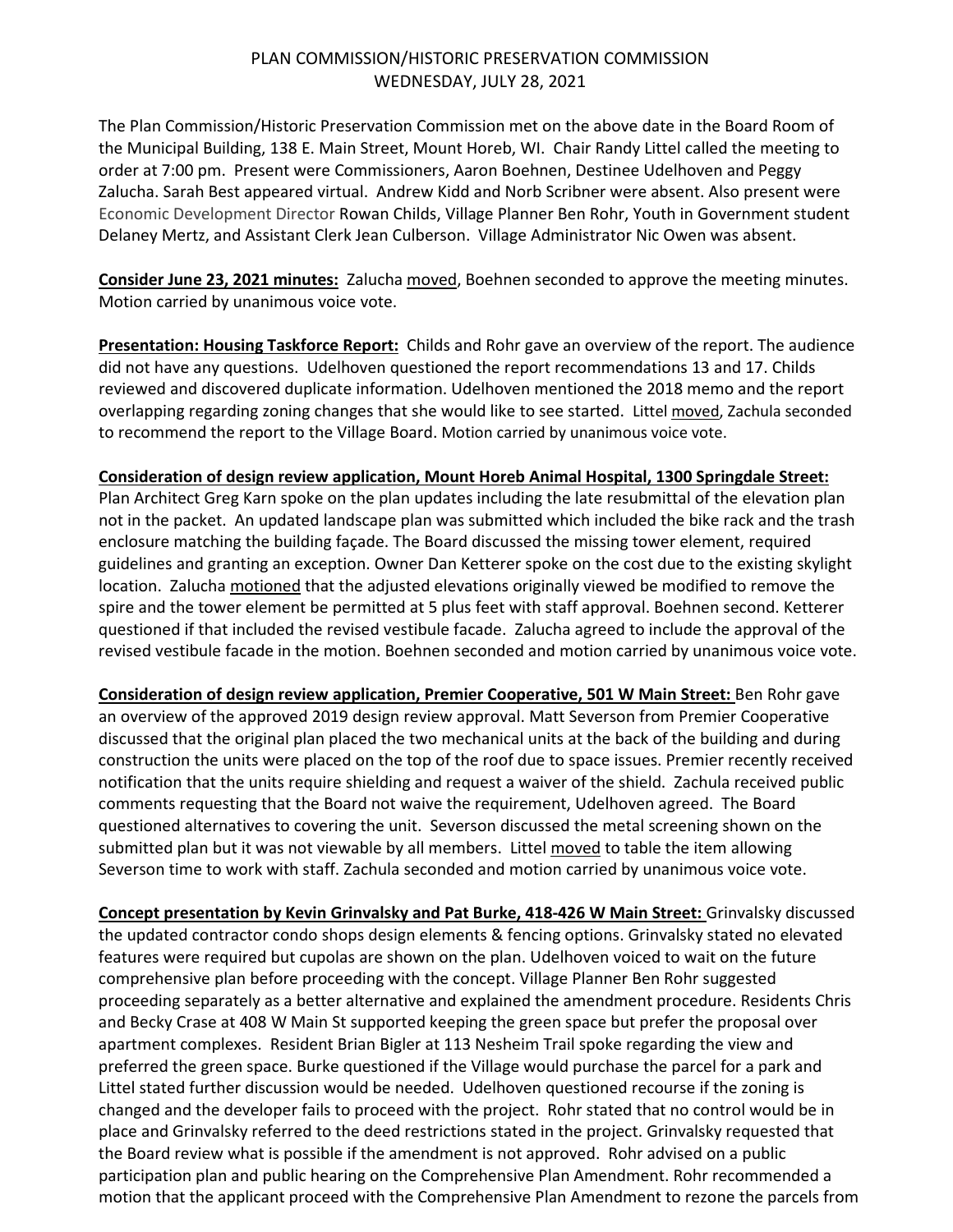# PLAN COMMISSION/HISTORIC PRESERVATION COMMISSION
## WEDNESDAY, JULY 28, 2021

The Plan Commission/Historic Preservation Commission met on the above date in the Board Room of the Municipal Building, 138 E. Main Street, Mount Horeb, WI. Chair Randy Littel called the meeting to order at 7:00 pm. Present were Commissioners, Aaron Boehnen, Destinee Udelhoven and Peggy Zalucha. Sarah Best appeared virtual. Andrew Kidd and Norb Scribner were absent. Also present were Economic Development Director Rowan Childs, Village Planner Ben Rohr, Youth in Government student Delaney Mertz, and Assistant Clerk Jean Culberson. Village Administrator Nic Owen was absent.

**Consider June 23, 2021 minutes:** Zalucha moved, Boehnen seconded to approve the meeting minutes. Motion carried by unanimous voice vote.

**Presentation: Housing Taskforce Report:** Childs and Rohr gave an overview of the report. The audience did not have any questions. Udelhoven questioned the report recommendations 13 and 17. Childs reviewed and discovered duplicate information. Udelhoven mentioned the 2018 memo and the report overlapping regarding zoning changes that she would like to see started. Littel moved, Zachula seconded to recommend the report to the Village Board. Motion carried by unanimous voice vote.

**Consideration of design review application, Mount Horeb Animal Hospital, 1300 Springdale Street:** Plan Architect Greg Karn spoke on the plan updates including the late resubmittal of the elevation plan not in the packet. An updated landscape plan was submitted which included the bike rack and the trash enclosure matching the building façade. The Board discussed the missing tower element, required guidelines and granting an exception. Owner Dan Ketterer spoke on the cost due to the existing skylight location. Zalucha motioned that the adjusted elevations originally viewed be modified to remove the spire and the tower element be permitted at 5 plus feet with staff approval. Boehnen second. Ketterer questioned if that included the revised vestibule facade. Zalucha agreed to include the approval of the revised vestibule facade in the motion. Boehnen seconded and motion carried by unanimous voice vote.

**Consideration of design review application, Premier Cooperative, 501 W Main Street:** Ben Rohr gave an overview of the approved 2019 design review approval. Matt Severson from Premier Cooperative discussed that the original plan placed the two mechanical units at the back of the building and during construction the units were placed on the top of the roof due to space issues. Premier recently received notification that the units require shielding and request a waiver of the shield. Zachula received public comments requesting that the Board not waive the requirement, Udelhoven agreed. The Board questioned alternatives to covering the unit. Severson discussed the metal screening shown on the submitted plan but it was not viewable by all members. Littel moved to table the item allowing Severson time to work with staff. Zachula seconded and motion carried by unanimous voice vote.

**Concept presentation by Kevin Grinvalsky and Pat Burke, 418-426 W Main Street:** Grinvalsky discussed the updated contractor condo shops design elements & fencing options. Grinvalsky stated no elevated features were required but cupolas are shown on the plan. Udelhoven voiced to wait on the future comprehensive plan before proceeding with the concept. Village Planner Ben Rohr suggested proceeding separately as a better alternative and explained the amendment procedure. Residents Chris and Becky Crase at 408 W Main St supported keeping the green space but prefer the proposal over apartment complexes. Resident Brian Bigler at 113 Nesheim Trail spoke regarding the view and preferred the green space. Burke questioned if the Village would purchase the parcel for a park and Littel stated further discussion would be needed. Udelhoven questioned recourse if the zoning is changed and the developer fails to proceed with the project. Rohr stated that no control would be in place and Grinvalsky referred to the deed restrictions stated in the project. Grinvalsky requested that the Board review what is possible if the amendment is not approved. Rohr advised on a public participation plan and public hearing on the Comprehensive Plan Amendment. Rohr recommended a motion that the applicant proceed with the Comprehensive Plan Amendment to rezone the parcels from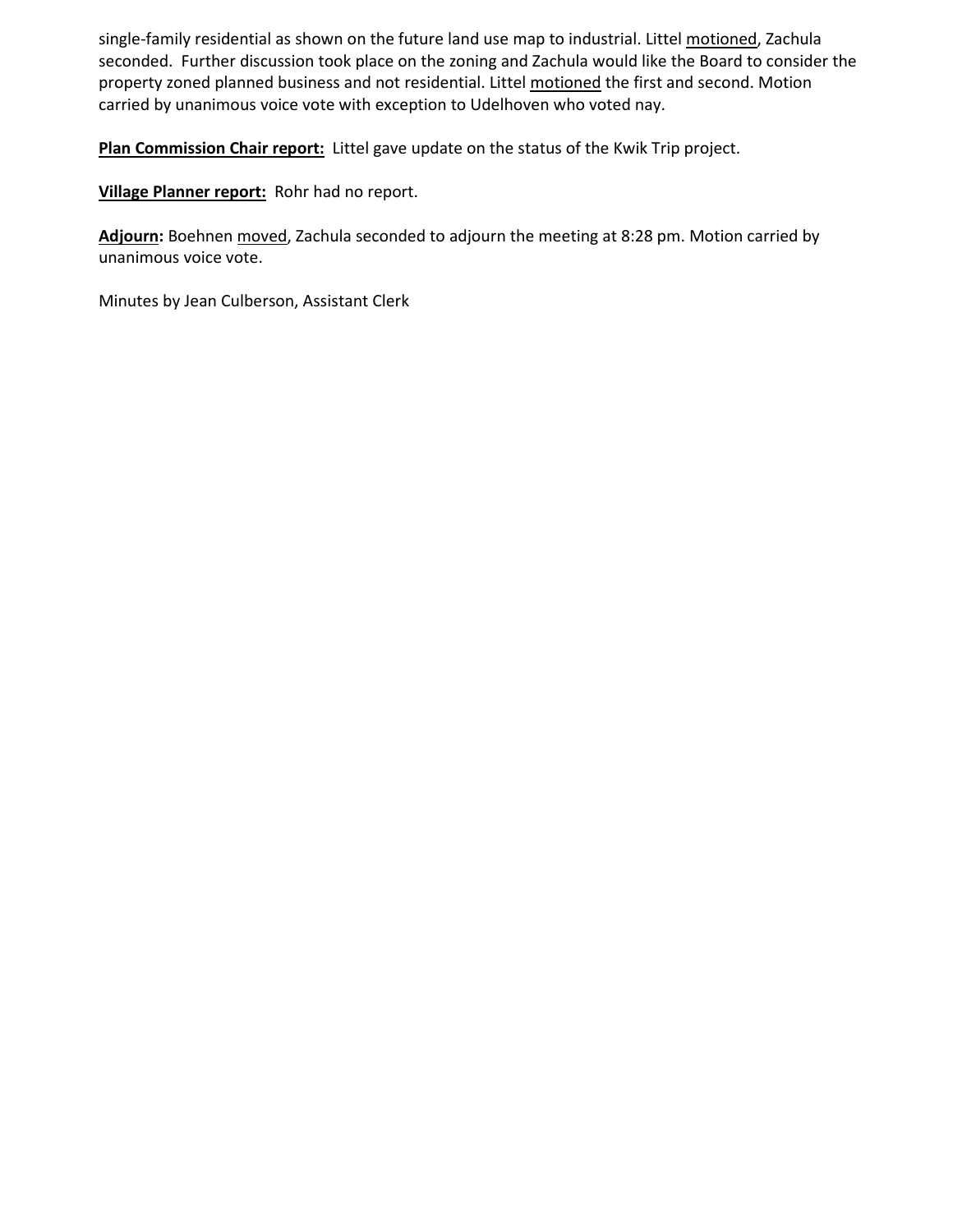single-family residential as shown on the future land use map to industrial. Littel motioned, Zachula seconded. Further discussion took place on the zoning and Zachula would like the Board to consider the property zoned planned business and not residential. Littel motioned the first and second. Motion carried by unanimous voice vote with exception to Udelhoven who voted nay.

**Plan Commission Chair report:** Littel gave update on the status of the Kwik Trip project.

**Village Planner report:** Rohr had no report.

**Adjourn:** Boehnen moved, Zachula seconded to adjourn the meeting at 8:28 pm. Motion carried by unanimous voice vote.

Minutes by Jean Culberson, Assistant Clerk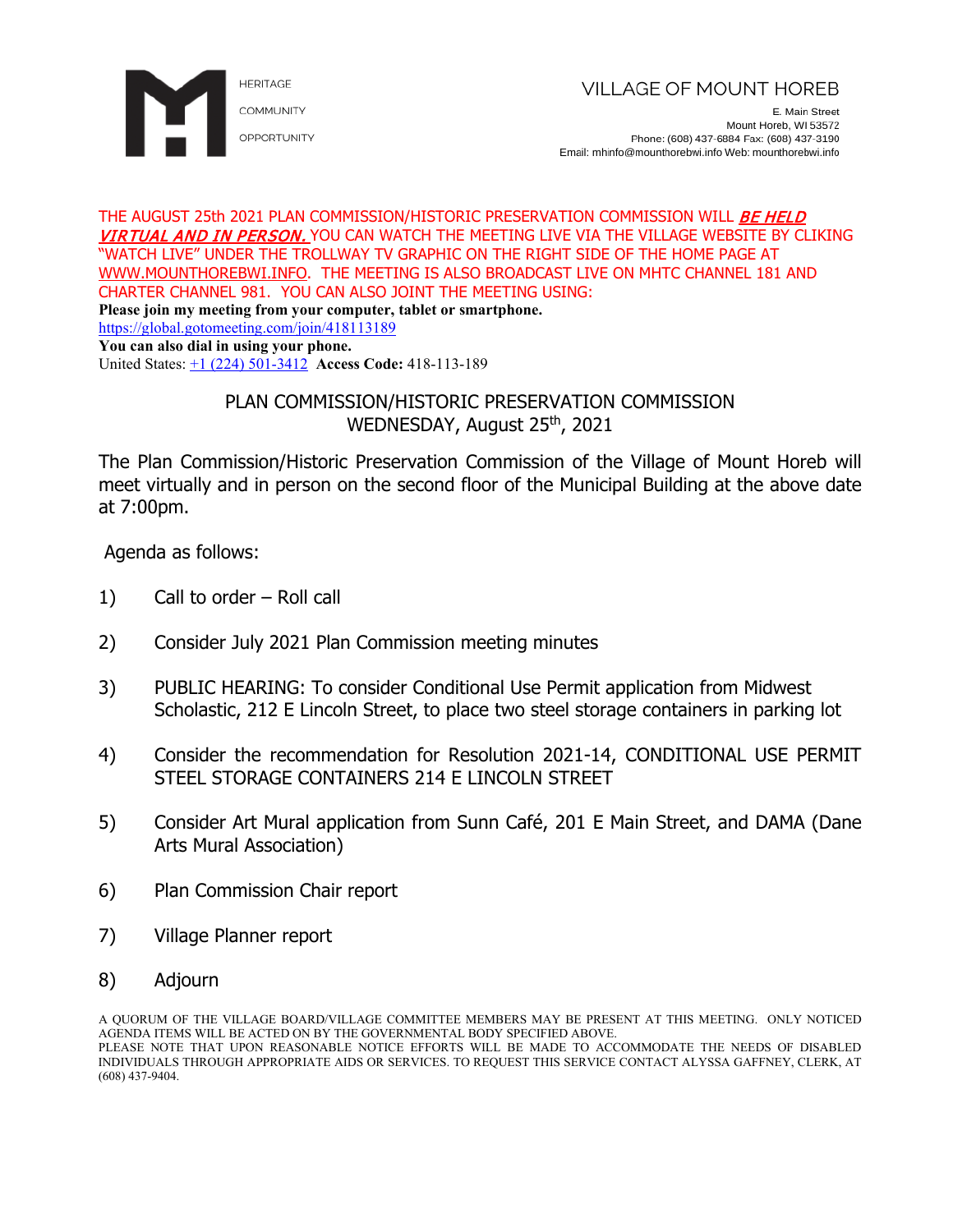HERITAGE

COMMUNITY

OPPORTUNITY

# VILLAGE OF MOUNT HOREB

E. Main Street
Mount Horeb, WI 53572
Phone: (608) 437-6884 Fax: (608) 437-3190
Email: mhinfo@mounthorebwi.info Web: mounthorebwi.info

THE AUGUST 25th 2021 PLAN COMMISSION/HISTORIC PRESERVATION COMMISSION WILL ***BE HELD VIRTUAL AND IN PERSON.*** YOU CAN WATCH THE MEETING LIVE VIA THE VILLAGE WEBSITE BY CLIKING "WATCH LIVE" UNDER THE TROLLWAY TV GRAPHIC ON THE RIGHT SIDE OF THE HOME PAGE AT WWW.MOUNTHOREBWI.INFO. THE MEETING IS ALSO BROADCAST LIVE ON MHTC CHANNEL 181 AND CHARTER CHANNEL 981. YOU CAN ALSO JOINT THE MEETING USING:

**Please join my meeting from your computer, tablet or smartphone.**
https://global.gotomeeting.com/join/418113189
**You can also dial in using your phone.**
United States: +1 (224) 501-3412 **Access Code:** 418-113-189

## PLAN COMMISSION/HISTORIC PRESERVATION COMMISSION
## WEDNESDAY, August 25th, 2021

The Plan Commission/Historic Preservation Commission of the Village of Mount Horeb will meet virtually and in person on the second floor of the Municipal Building at the above date at 7:00pm.

Agenda as follows:

1) Call to order – Roll call

2) Consider July 2021 Plan Commission meeting minutes

3) PUBLIC HEARING: To consider Conditional Use Permit application from Midwest Scholastic, 212 E Lincoln Street, to place two steel storage containers in parking lot

4) Consider the recommendation for Resolution 2021-14, CONDITIONAL USE PERMIT STEEL STORAGE CONTAINERS 214 E LINCOLN STREET

5) Consider Art Mural application from Sunn Café, 201 E Main Street, and DAMA (Dane Arts Mural Association)

6) Plan Commission Chair report

7) Village Planner report

8) Adjourn

A QUORUM OF THE VILLAGE BOARD/VILLAGE COMMITTEE MEMBERS MAY BE PRESENT AT THIS MEETING. ONLY NOTICED AGENDA ITEMS WILL BE ACTED ON BY THE GOVERNMENTAL BODY SPECIFIED ABOVE.
PLEASE NOTE THAT UPON REASONABLE NOTICE EFFORTS WILL BE MADE TO ACCOMMODATE THE NEEDS OF DISABLED INDIVIDUALS THROUGH APPROPRIATE AIDS OR SERVICES. TO REQUEST THIS SERVICE CONTACT ALYSSA GAFFNEY, CLERK, AT (608) 437-9404.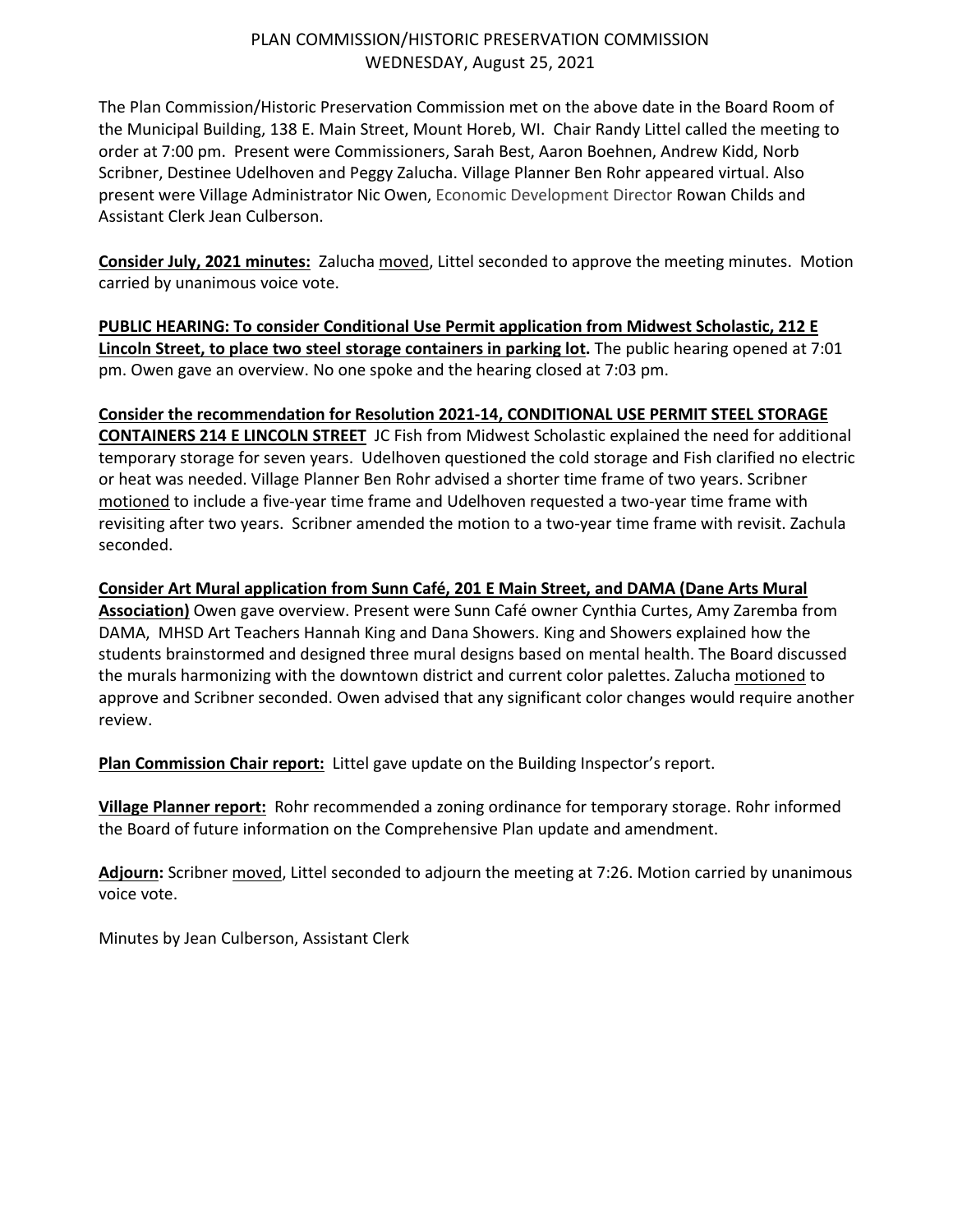PLAN COMMISSION/HISTORIC PRESERVATION COMMISSION
WEDNESDAY, August 25, 2021

The Plan Commission/Historic Preservation Commission met on the above date in the Board Room of the Municipal Building, 138 E. Main Street, Mount Horeb, WI. Chair Randy Littel called the meeting to order at 7:00 pm. Present were Commissioners, Sarah Best, Aaron Boehnen, Andrew Kidd, Norb Scribner, Destinee Udelhoven and Peggy Zalucha. Village Planner Ben Rohr appeared virtual. Also present were Village Administrator Nic Owen, Economic Development Director Rowan Childs and Assistant Clerk Jean Culberson.

**Consider July, 2021 minutes:** Zalucha moved, Littel seconded to approve the meeting minutes. Motion carried by unanimous voice vote.

**PUBLIC HEARING: To consider Conditional Use Permit application from Midwest Scholastic, 212 E Lincoln Street, to place two steel storage containers in parking lot.** The public hearing opened at 7:01 pm. Owen gave an overview. No one spoke and the hearing closed at 7:03 pm.

**Consider the recommendation for Resolution 2021-14, CONDITIONAL USE PERMIT STEEL STORAGE CONTAINERS 214 E LINCOLN STREET** JC Fish from Midwest Scholastic explained the need for additional temporary storage for seven years. Udelhoven questioned the cold storage and Fish clarified no electric or heat was needed. Village Planner Ben Rohr advised a shorter time frame of two years. Scribner motioned to include a five-year time frame and Udelhoven requested a two-year time frame with revisiting after two years. Scribner amended the motion to a two-year time frame with revisit. Zachula seconded.

**Consider Art Mural application from Sunn Café, 201 E Main Street, and DAMA (Dane Arts Mural Association)** Owen gave overview. Present were Sunn Café owner Cynthia Curtes, Amy Zaremba from DAMA, MHSD Art Teachers Hannah King and Dana Showers. King and Showers explained how the students brainstormed and designed three mural designs based on mental health. The Board discussed the murals harmonizing with the downtown district and current color palettes. Zalucha motioned to approve and Scribner seconded. Owen advised that any significant color changes would require another review.

**Plan Commission Chair report:** Littel gave update on the Building Inspector's report.

**Village Planner report:** Rohr recommended a zoning ordinance for temporary storage. Rohr informed the Board of future information on the Comprehensive Plan update and amendment.

**Adjourn:** Scribner moved, Littel seconded to adjourn the meeting at 7:26. Motion carried by unanimous voice vote.

Minutes by Jean Culberson, Assistant Clerk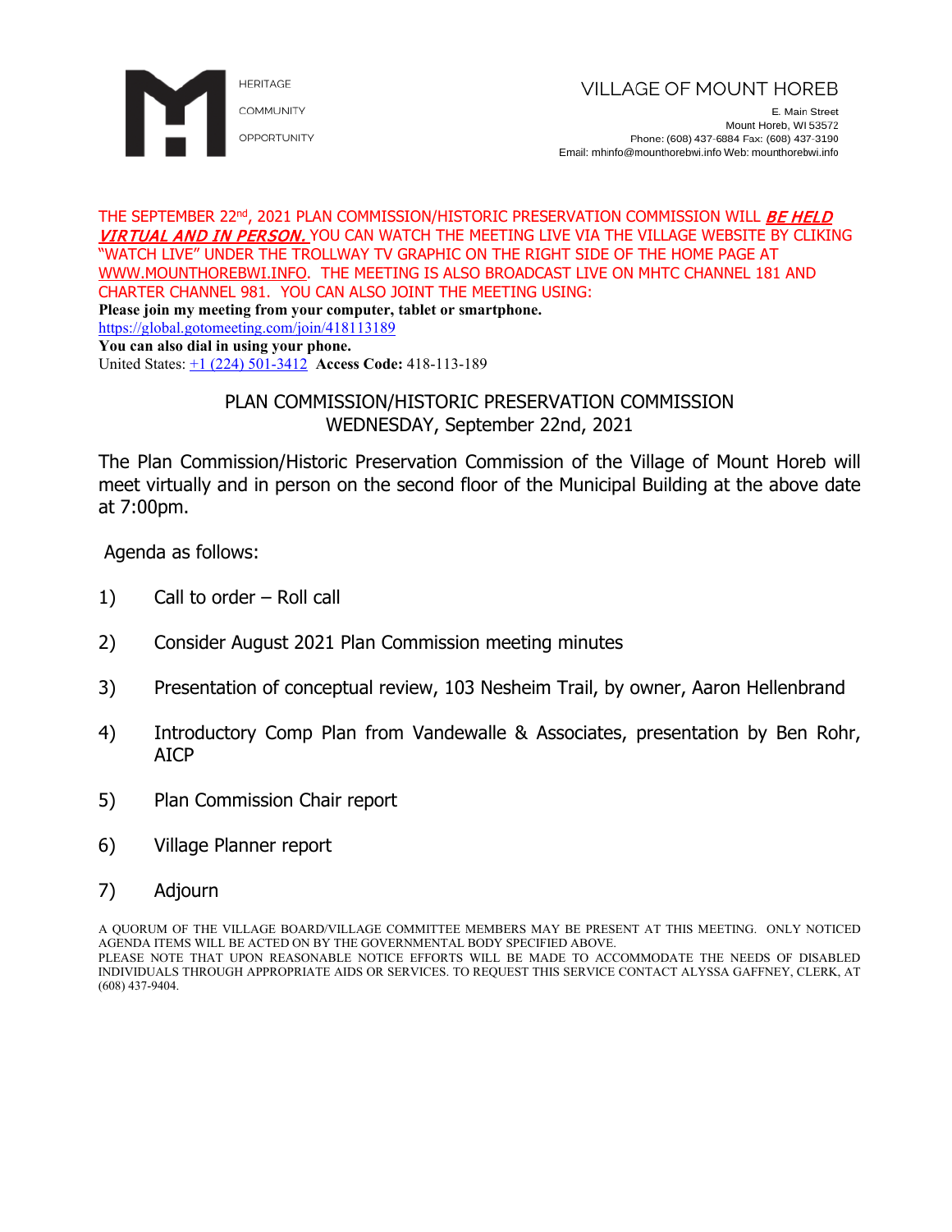HERITAGE

COMMUNITY

OPPORTUNITY

VILLAGE OF MOUNT HOREB

E. Main Street
Mount Horeb, WI 53572
Phone: (608) 437-6884 Fax: (608) 437-3190
Email: mhinfo@mounthorebwi.info Web: mounthorebwi.info

THE SEPTEMBER 22nd, 2021 PLAN COMMISSION/HISTORIC PRESERVATION COMMISSION WILL ***BE HELD VIRTUAL AND IN PERSON.*** YOU CAN WATCH THE MEETING LIVE VIA THE VILLAGE WEBSITE BY CLIKING "WATCH LIVE" UNDER THE TROLLWAY TV GRAPHIC ON THE RIGHT SIDE OF THE HOME PAGE AT WWW.MOUNTHOREBWI.INFO. THE MEETING IS ALSO BROADCAST LIVE ON MHTC CHANNEL 181 AND CHARTER CHANNEL 981. YOU CAN ALSO JOINT THE MEETING USING:

**Please join my meeting from your computer, tablet or smartphone.**
https://global.gotomeeting.com/join/418113189
**You can also dial in using your phone.**
United States: +1 (224) 501-3412 **Access Code:** 418-113-189

## PLAN COMMISSION/HISTORIC PRESERVATION COMMISSION
## WEDNESDAY, September 22nd, 2021

The Plan Commission/Historic Preservation Commission of the Village of Mount Horeb will meet virtually and in person on the second floor of the Municipal Building at the above date at 7:00pm.

Agenda as follows:

1) Call to order – Roll call

2) Consider August 2021 Plan Commission meeting minutes

3) Presentation of conceptual review, 103 Nesheim Trail, by owner, Aaron Hellenbrand

4) Introductory Comp Plan from Vandewalle & Associates, presentation by Ben Rohr, AICP

5) Plan Commission Chair report

6) Village Planner report

7) Adjourn

A QUORUM OF THE VILLAGE BOARD/VILLAGE COMMITTEE MEMBERS MAY BE PRESENT AT THIS MEETING. ONLY NOTICED AGENDA ITEMS WILL BE ACTED ON BY THE GOVERNMENTAL BODY SPECIFIED ABOVE.
PLEASE NOTE THAT UPON REASONABLE NOTICE EFFORTS WILL BE MADE TO ACCOMMODATE THE NEEDS OF DISABLED INDIVIDUALS THROUGH APPROPRIATE AIDS OR SERVICES. TO REQUEST THIS SERVICE CONTACT ALYSSA GAFFNEY, CLERK, AT (608) 437-9404.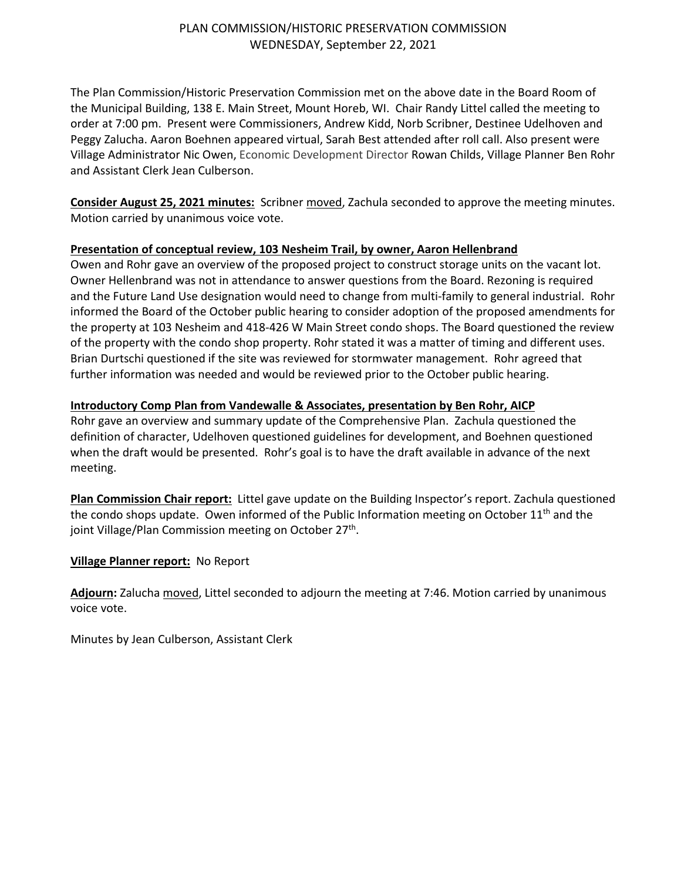# PLAN COMMISSION/HISTORIC PRESERVATION COMMISSION
## WEDNESDAY, September 22, 2021

The Plan Commission/Historic Preservation Commission met on the above date in the Board Room of the Municipal Building, 138 E. Main Street, Mount Horeb, WI. Chair Randy Littel called the meeting to order at 7:00 pm. Present were Commissioners, Andrew Kidd, Norb Scribner, Destinee Udelhoven and Peggy Zalucha. Aaron Boehnen appeared virtual, Sarah Best attended after roll call. Also present were Village Administrator Nic Owen, Economic Development Director Rowan Childs, Village Planner Ben Rohr and Assistant Clerk Jean Culberson.

**Consider August 25, 2021 minutes:** Scribner moved, Zachula seconded to approve the meeting minutes. Motion carried by unanimous voice vote.

**Presentation of conceptual review, 103 Nesheim Trail, by owner, Aaron Hellenbrand**
Owen and Rohr gave an overview of the proposed project to construct storage units on the vacant lot. Owner Hellenbrand was not in attendance to answer questions from the Board. Rezoning is required and the Future Land Use designation would need to change from multi-family to general industrial. Rohr informed the Board of the October public hearing to consider adoption of the proposed amendments for the property at 103 Nesheim and 418-426 W Main Street condo shops. The Board questioned the review of the property with the condo shop property. Rohr stated it was a matter of timing and different uses. Brian Durtschi questioned if the site was reviewed for stormwater management. Rohr agreed that further information was needed and would be reviewed prior to the October public hearing.

**Introductory Comp Plan from Vandewalle & Associates, presentation by Ben Rohr, AICP**
Rohr gave an overview and summary update of the Comprehensive Plan. Zachula questioned the definition of character, Udelhoven questioned guidelines for development, and Boehnen questioned when the draft would be presented. Rohr's goal is to have the draft available in advance of the next meeting.

**Plan Commission Chair report:** Littel gave update on the Building Inspector's report. Zachula questioned the condo shops update. Owen informed of the Public Information meeting on October 11th and the joint Village/Plan Commission meeting on October 27th.

**Village Planner report:** No Report

**Adjourn:** Zalucha moved, Littel seconded to adjourn the meeting at 7:46. Motion carried by unanimous voice vote.

Minutes by Jean Culberson, Assistant Clerk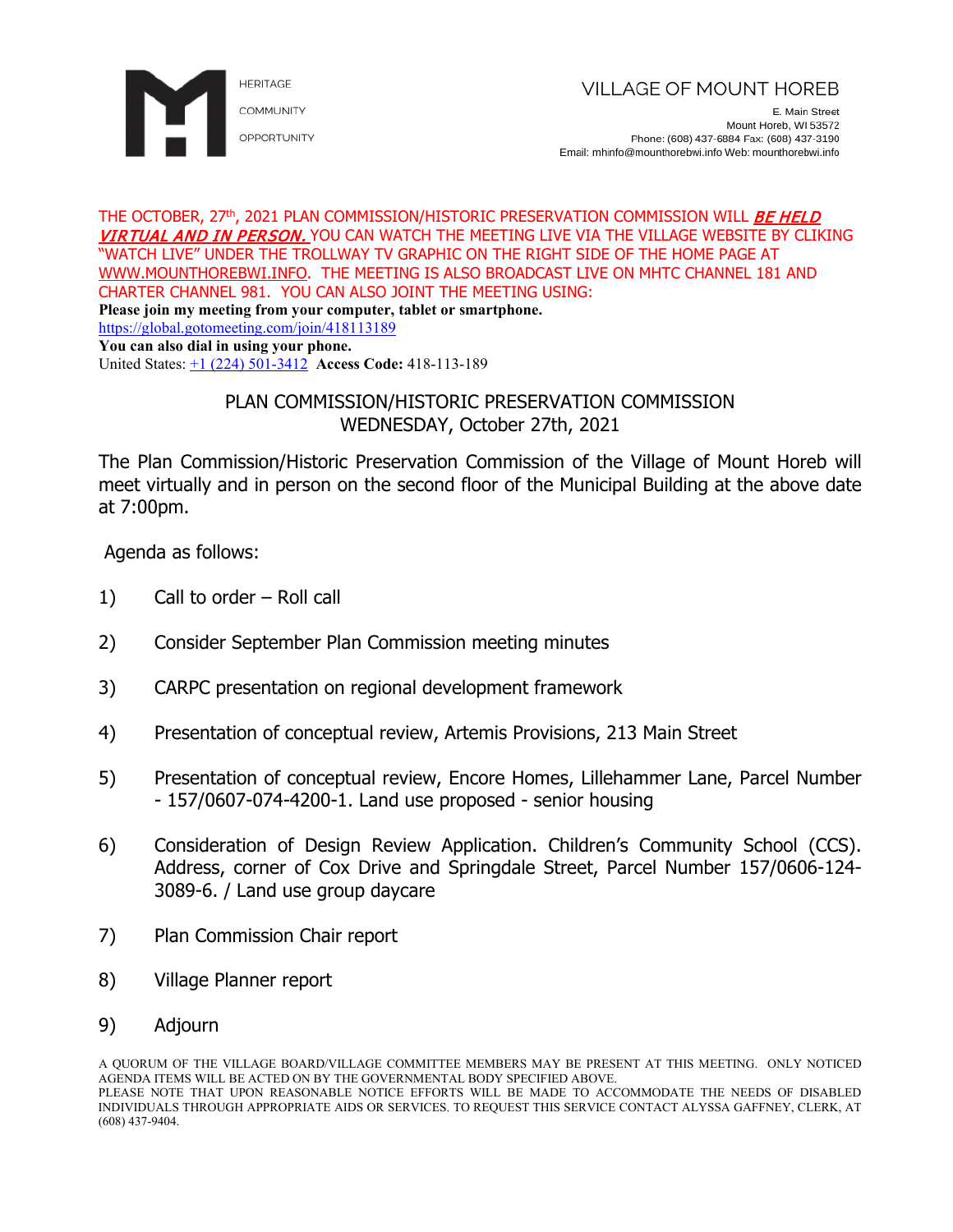HERITAGE

COMMUNITY

OPPORTUNITY

VILLAGE OF MOUNT HOREB

E. Main Street
Mount Horeb, WI 53572
Phone: (608) 437-6884 Fax: (608) 437-3190
Email: mhinfo@mounthorebwi.info Web: mounthorebwi.info

THE OCTOBER, 27th, 2021 PLAN COMMISSION/HISTORIC PRESERVATION COMMISSION WILL ***BE HELD VIRTUAL AND IN PERSON.*** YOU CAN WATCH THE MEETING LIVE VIA THE VILLAGE WEBSITE BY CLIKING "WATCH LIVE" UNDER THE TROLLWAY TV GRAPHIC ON THE RIGHT SIDE OF THE HOME PAGE AT WWW.MOUNTHOREBWI.INFO. THE MEETING IS ALSO BROADCAST LIVE ON MHTC CHANNEL 181 AND CHARTER CHANNEL 981. YOU CAN ALSO JOINT THE MEETING USING:

**Please join my meeting from your computer, tablet or smartphone.**

https://global.gotomeeting.com/join/418113189

**You can also dial in using your phone.**

United States: +1 (224) 501-3412 **Access Code:** 418-113-189

## PLAN COMMISSION/HISTORIC PRESERVATION COMMISSION
## WEDNESDAY, October 27th, 2021

The Plan Commission/Historic Preservation Commission of the Village of Mount Horeb will meet virtually and in person on the second floor of the Municipal Building at the above date at 7:00pm.

Agenda as follows:

1) Call to order – Roll call

2) Consider September Plan Commission meeting minutes

3) CARPC presentation on regional development framework

4) Presentation of conceptual review, Artemis Provisions, 213 Main Street

5) Presentation of conceptual review, Encore Homes, Lillehammer Lane, Parcel Number - 157/0607-074-4200-1. Land use proposed - senior housing

6) Consideration of Design Review Application. Children's Community School (CCS). Address, corner of Cox Drive and Springdale Street, Parcel Number 157/0606-124-3089-6. / Land use group daycare

7) Plan Commission Chair report

8) Village Planner report

9) Adjourn

A QUORUM OF THE VILLAGE BOARD/VILLAGE COMMITTEE MEMBERS MAY BE PRESENT AT THIS MEETING. ONLY NOTICED AGENDA ITEMS WILL BE ACTED ON BY THE GOVERNMENTAL BODY SPECIFIED ABOVE.
PLEASE NOTE THAT UPON REASONABLE NOTICE EFFORTS WILL BE MADE TO ACCOMMODATE THE NEEDS OF DISABLED INDIVIDUALS THROUGH APPROPRIATE AIDS OR SERVICES. TO REQUEST THIS SERVICE CONTACT ALYSSA GAFFNEY, CLERK, AT (608) 437-9404.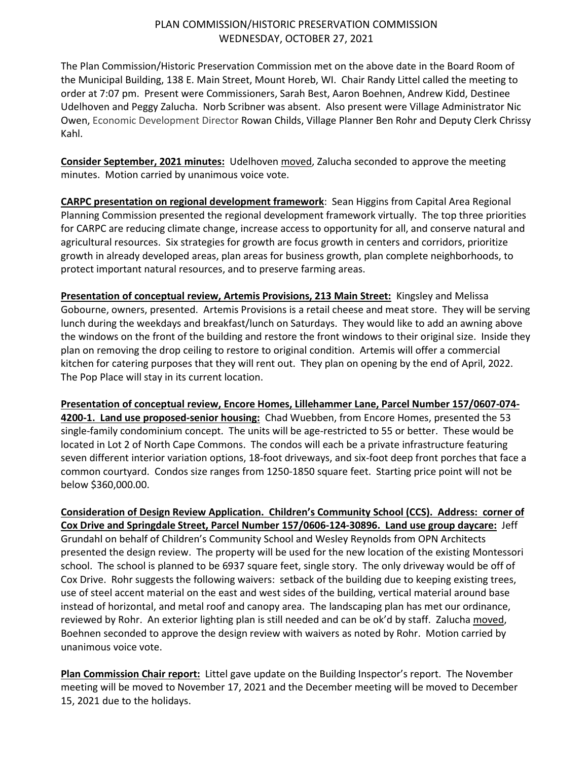# PLAN COMMISSION/HISTORIC PRESERVATION COMMISSION
## WEDNESDAY, OCTOBER 27, 2021

The Plan Commission/Historic Preservation Commission met on the above date in the Board Room of the Municipal Building, 138 E. Main Street, Mount Horeb, WI. Chair Randy Littel called the meeting to order at 7:07 pm. Present were Commissioners, Sarah Best, Aaron Boehnen, Andrew Kidd, Destinee Udelhoven and Peggy Zalucha. Norb Scribner was absent. Also present were Village Administrator Nic Owen, Economic Development Director Rowan Childs, Village Planner Ben Rohr and Deputy Clerk Chrissy Kahl.

**Consider September, 2021 minutes:** Udelhoven moved, Zalucha seconded to approve the meeting minutes. Motion carried by unanimous voice vote.

**CARPC presentation on regional development framework**: Sean Higgins from Capital Area Regional Planning Commission presented the regional development framework virtually. The top three priorities for CARPC are reducing climate change, increase access to opportunity for all, and conserve natural and agricultural resources. Six strategies for growth are focus growth in centers and corridors, prioritize growth in already developed areas, plan areas for business growth, plan complete neighborhoods, to protect important natural resources, and to preserve farming areas.

**Presentation of conceptual review, Artemis Provisions, 213 Main Street:** Kingsley and Melissa Gobourne, owners, presented. Artemis Provisions is a retail cheese and meat store. They will be serving lunch during the weekdays and breakfast/lunch on Saturdays. They would like to add an awning above the windows on the front of the building and restore the front windows to their original size. Inside they plan on removing the drop ceiling to restore to original condition. Artemis will offer a commercial kitchen for catering purposes that they will rent out. They plan on opening by the end of April, 2022. The Pop Place will stay in its current location.

**Presentation of conceptual review, Encore Homes, Lillehammer Lane, Parcel Number 157/0607-074-4200-1. Land use proposed-senior housing:** Chad Wuebben, from Encore Homes, presented the 53 single-family condominium concept. The units will be age-restricted to 55 or better. These would be located in Lot 2 of North Cape Commons. The condos will each be a private infrastructure featuring seven different interior variation options, 18-foot driveways, and six-foot deep front porches that face a common courtyard. Condos size ranges from 1250-1850 square feet. Starting price point will not be below $360,000.00.

**Consideration of Design Review Application. Children's Community School (CCS). Address: corner of Cox Drive and Springdale Street, Parcel Number 157/0606-124-30896. Land use group daycare:** Jeff Grundahl on behalf of Children's Community School and Wesley Reynolds from OPN Architects presented the design review. The property will be used for the new location of the existing Montessori school. The school is planned to be 6937 square feet, single story. The only driveway would be off of Cox Drive. Rohr suggests the following waivers: setback of the building due to keeping existing trees, use of steel accent material on the east and west sides of the building, vertical material around base instead of horizontal, and metal roof and canopy area. The landscaping plan has met our ordinance, reviewed by Rohr. An exterior lighting plan is still needed and can be ok'd by staff. Zalucha moved, Boehnen seconded to approve the design review with waivers as noted by Rohr. Motion carried by unanimous voice vote.

**Plan Commission Chair report:** Littel gave update on the Building Inspector's report. The November meeting will be moved to November 17, 2021 and the December meeting will be moved to December 15, 2021 due to the holidays.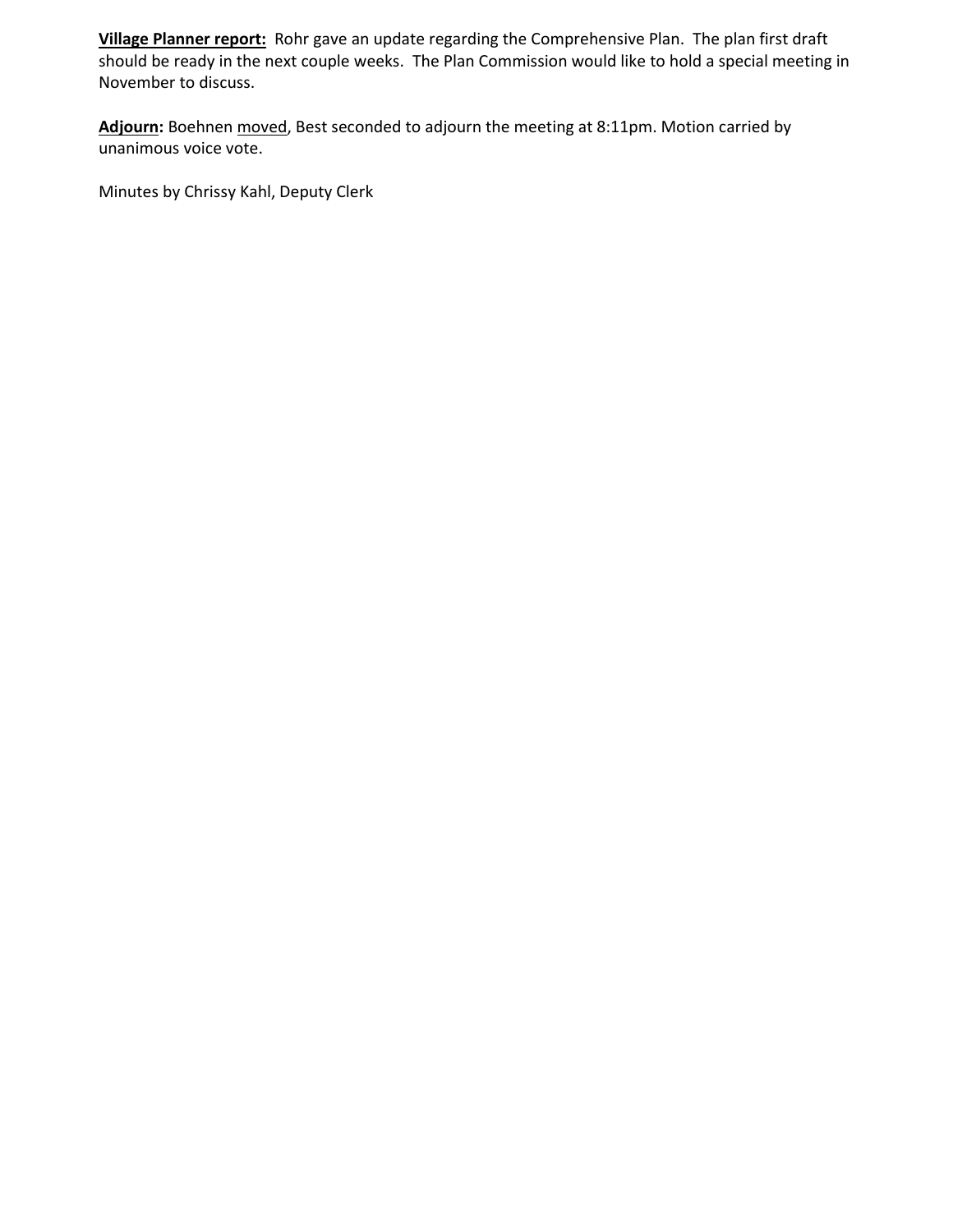**<u>Village Planner report:</u>** Rohr gave an update regarding the Comprehensive Plan. The plan first draft should be ready in the next couple weeks. The Plan Commission would like to hold a special meeting in November to discuss.

**<u>Adjourn</u>:** Boehnen <u>moved</u>, Best seconded to adjourn the meeting at 8:11pm. Motion carried by unanimous voice vote.

Minutes by Chrissy Kahl, Deputy Clerk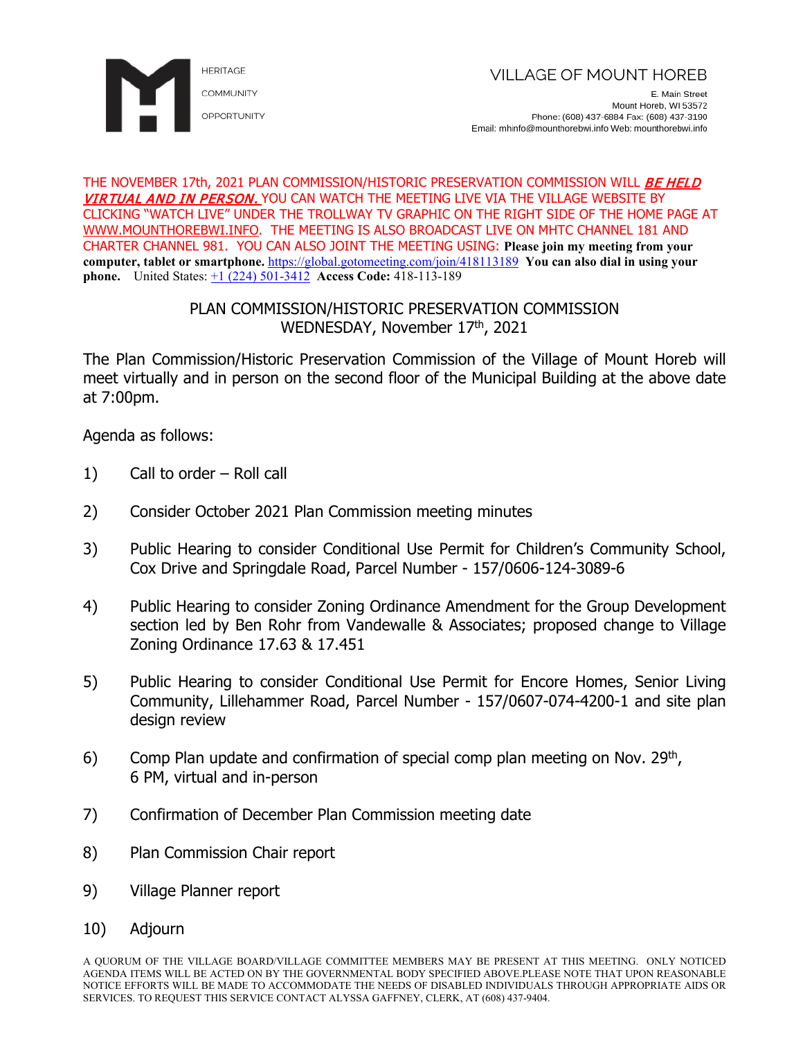HERITAGE

COMMUNITY

OPPORTUNITY

VILLAGE OF MOUNT HOREB

E. Main Street
Mount Horeb, WI 53572
Phone: (608) 437-6884 Fax: (608) 437-3190
Email: mhinfo@mounthorebwi.info Web: mounthorebwi.info

THE NOVEMBER 17th, 2021 PLAN COMMISSION/HISTORIC PRESERVATION COMMISSION WILL ***BE HELD VIRTUAL AND IN PERSON.*** YOU CAN WATCH THE MEETING LIVE VIA THE VILLAGE WEBSITE BY CLICKING "WATCH LIVE" UNDER THE TROLLWAY TV GRAPHIC ON THE RIGHT SIDE OF THE HOME PAGE AT WWW.MOUNTHOREBWI.INFO. THE MEETING IS ALSO BROADCAST LIVE ON MHTC CHANNEL 181 AND CHARTER CHANNEL 981. YOU CAN ALSO JOINT THE MEETING USING: **Please join my meeting from your computer, tablet or smartphone.** https://global.gotomeeting.com/join/418113189 **You can also dial in using your phone.** United States: +1 (224) 501-3412 **Access Code:** 418-113-189

# PLAN COMMISSION/HISTORIC PRESERVATION COMMISSION
## WEDNESDAY, November 17th, 2021

The Plan Commission/Historic Preservation Commission of the Village of Mount Horeb will meet virtually and in person on the second floor of the Municipal Building at the above date at 7:00pm.

Agenda as follows:

1) Call to order – Roll call

2) Consider October 2021 Plan Commission meeting minutes

3) Public Hearing to consider Conditional Use Permit for Children's Community School, Cox Drive and Springdale Road, Parcel Number - 157/0606-124-3089-6

4) Public Hearing to consider Zoning Ordinance Amendment for the Group Development section led by Ben Rohr from Vandewalle & Associates; proposed change to Village Zoning Ordinance 17.63 & 17.451

5) Public Hearing to consider Conditional Use Permit for Encore Homes, Senior Living Community, Lillehammer Road, Parcel Number - 157/0607-074-4200-1 and site plan design review

6) Comp Plan update and confirmation of special comp plan meeting on Nov. 29th, 6 PM, virtual and in-person

7) Confirmation of December Plan Commission meeting date

8) Plan Commission Chair report

9) Village Planner report

10) Adjourn

A QUORUM OF THE VILLAGE BOARD/VILLAGE COMMITTEE MEMBERS MAY BE PRESENT AT THIS MEETING. ONLY NOTICED AGENDA ITEMS WILL BE ACTED ON BY THE GOVERNMENTAL BODY SPECIFIED ABOVE.PLEASE NOTE THAT UPON REASONABLE NOTICE EFFORTS WILL BE MADE TO ACCOMMODATE THE NEEDS OF DISABLED INDIVIDUALS THROUGH APPROPRIATE AIDS OR SERVICES. TO REQUEST THIS SERVICE CONTACT ALYSSA GAFFNEY, CLERK, AT (608) 437-9404.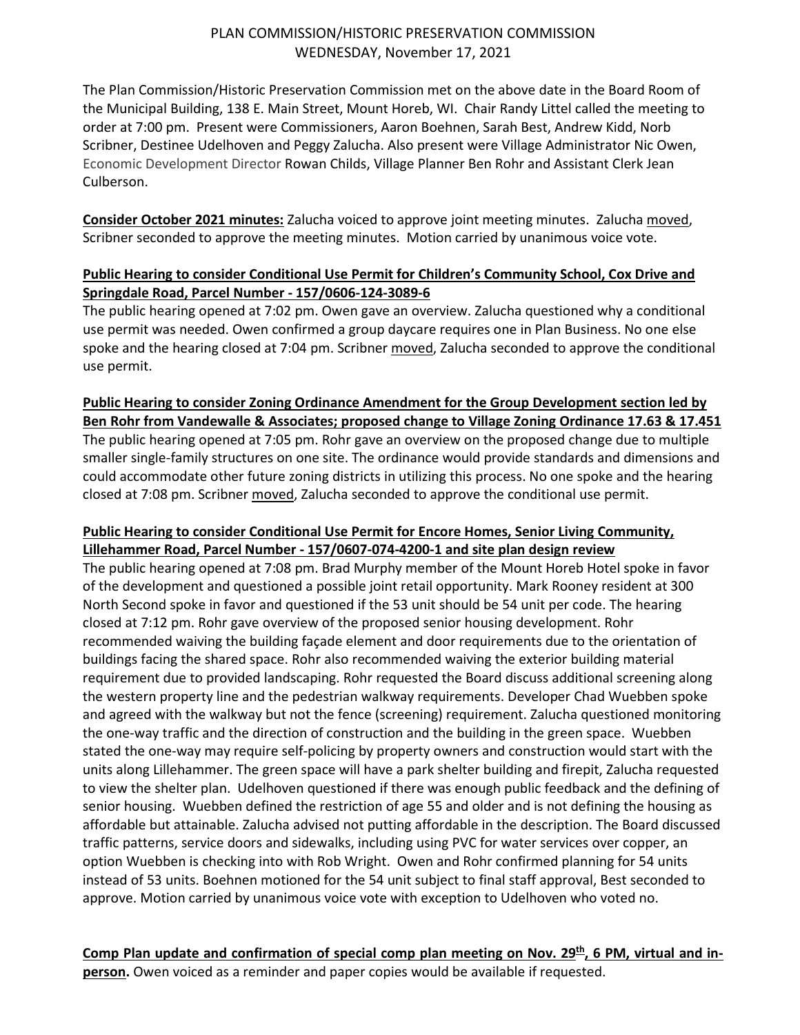PLAN COMMISSION/HISTORIC PRESERVATION COMMISSION
WEDNESDAY, November 17, 2021

The Plan Commission/Historic Preservation Commission met on the above date in the Board Room of the Municipal Building, 138 E. Main Street, Mount Horeb, WI. Chair Randy Littel called the meeting to order at 7:00 pm. Present were Commissioners, Aaron Boehnen, Sarah Best, Andrew Kidd, Norb Scribner, Destinee Udelhoven and Peggy Zalucha. Also present were Village Administrator Nic Owen, Economic Development Director Rowan Childs, Village Planner Ben Rohr and Assistant Clerk Jean Culberson.

**Consider October 2021 minutes:** Zalucha voiced to approve joint meeting minutes. Zalucha moved, Scribner seconded to approve the meeting minutes. Motion carried by unanimous voice vote.

**Public Hearing to consider Conditional Use Permit for Children's Community School, Cox Drive and Springdale Road, Parcel Number - 157/0606-124-3089-6**

The public hearing opened at 7:02 pm. Owen gave an overview. Zalucha questioned why a conditional use permit was needed. Owen confirmed a group daycare requires one in Plan Business. No one else spoke and the hearing closed at 7:04 pm. Scribner moved, Zalucha seconded to approve the conditional use permit.

**Public Hearing to consider Zoning Ordinance Amendment for the Group Development section led by Ben Rohr from Vandewalle & Associates; proposed change to Village Zoning Ordinance 17.63 & 17.451**

The public hearing opened at 7:05 pm. Rohr gave an overview on the proposed change due to multiple smaller single-family structures on one site. The ordinance would provide standards and dimensions and could accommodate other future zoning districts in utilizing this process. No one spoke and the hearing closed at 7:08 pm. Scribner moved, Zalucha seconded to approve the conditional use permit.

**Public Hearing to consider Conditional Use Permit for Encore Homes, Senior Living Community, Lillehammer Road, Parcel Number - 157/0607-074-4200-1 and site plan design review**

The public hearing opened at 7:08 pm. Brad Murphy member of the Mount Horeb Hotel spoke in favor of the development and questioned a possible joint retail opportunity. Mark Rooney resident at 300 North Second spoke in favor and questioned if the 53 unit should be 54 unit per code. The hearing closed at 7:12 pm. Rohr gave overview of the proposed senior housing development. Rohr recommended waiving the building façade element and door requirements due to the orientation of buildings facing the shared space. Rohr also recommended waiving the exterior building material requirement due to provided landscaping. Rohr requested the Board discuss additional screening along the western property line and the pedestrian walkway requirements. Developer Chad Wuebben spoke and agreed with the walkway but not the fence (screening) requirement. Zalucha questioned monitoring the one-way traffic and the direction of construction and the building in the green space. Wuebben stated the one-way may require self-policing by property owners and construction would start with the units along Lillehammer. The green space will have a park shelter building and firepit, Zalucha requested to view the shelter plan. Udelhoven questioned if there was enough public feedback and the defining of senior housing. Wuebben defined the restriction of age 55 and older and is not defining the housing as affordable but attainable. Zalucha advised not putting affordable in the description. The Board discussed traffic patterns, service doors and sidewalks, including using PVC for water services over copper, an option Wuebben is checking into with Rob Wright. Owen and Rohr confirmed planning for 54 units instead of 53 units. Boehnen motioned for the 54 unit subject to final staff approval, Best seconded to approve. Motion carried by unanimous voice vote with exception to Udelhoven who voted no.

**Comp Plan update and confirmation of special comp plan meeting on Nov. 29th, 6 PM, virtual and in-person.** Owen voiced as a reminder and paper copies would be available if requested.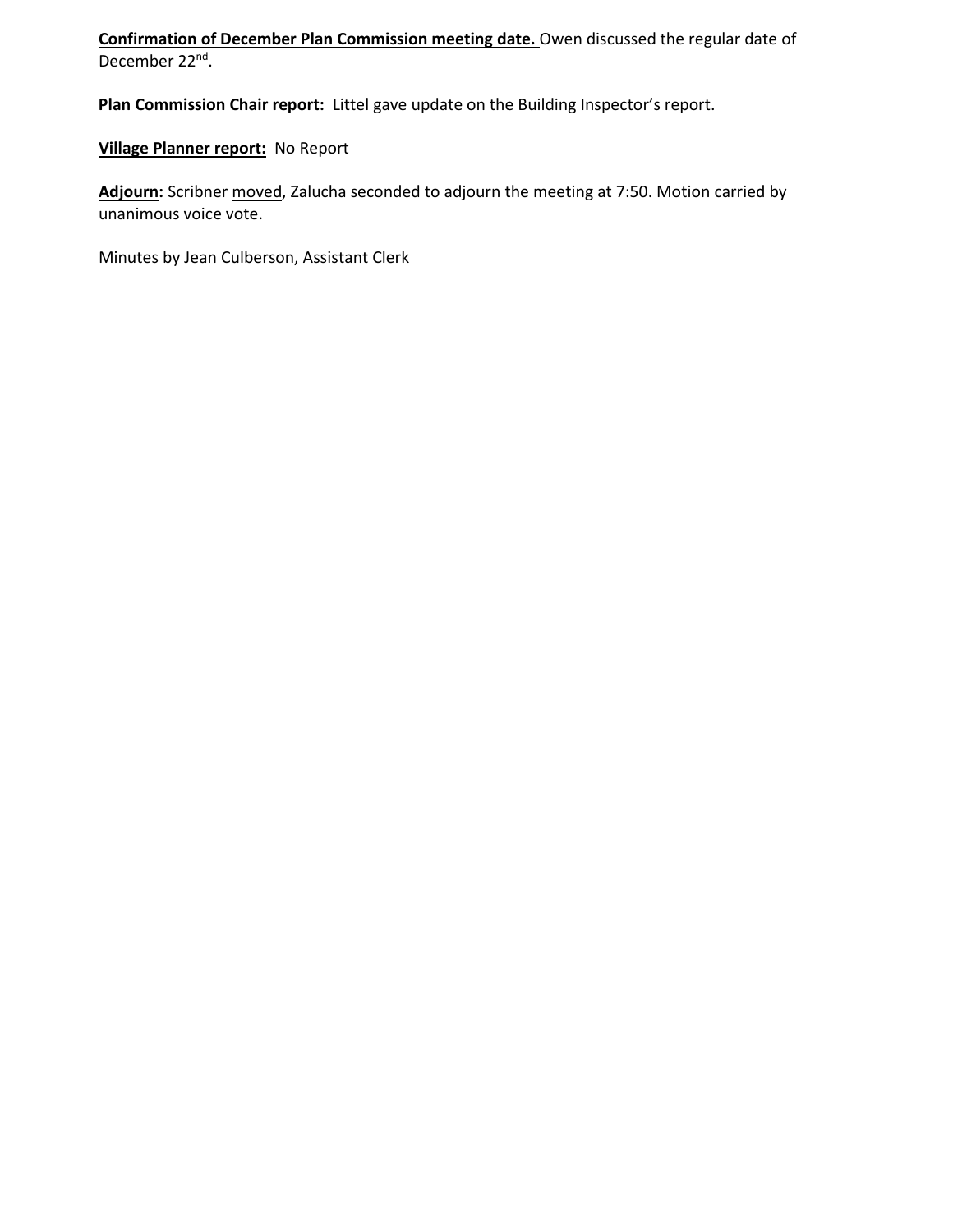**Confirmation of December Plan Commission meeting date.** Owen discussed the regular date of December 22nd.

**Plan Commission Chair report:** Littel gave update on the Building Inspector's report.

**Village Planner report:** No Report

**Adjourn:** Scribner moved, Zalucha seconded to adjourn the meeting at 7:50. Motion carried by unanimous voice vote.

Minutes by Jean Culberson, Assistant Clerk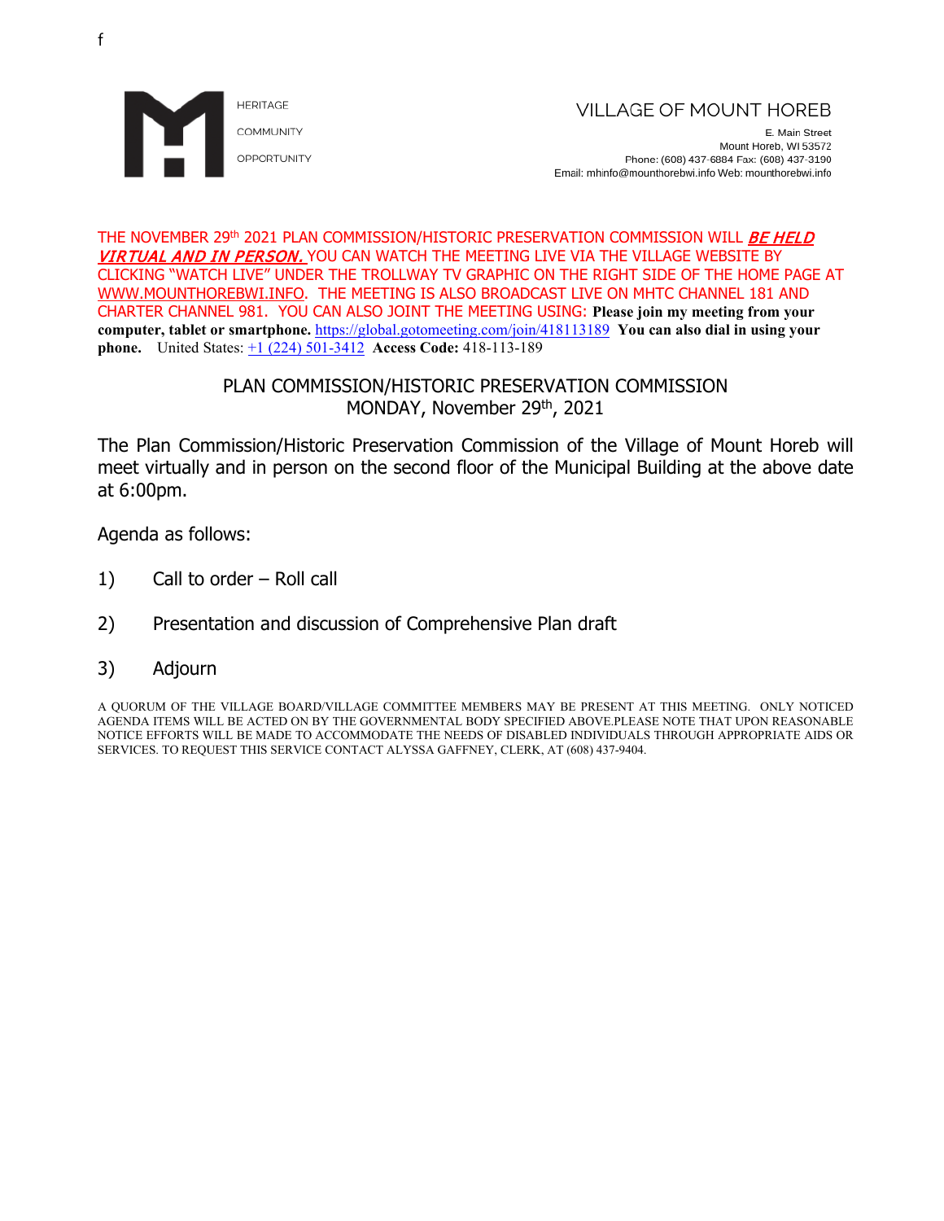f

HERITAGE

COMMUNITY

OPPORTUNITY

VILLAGE OF MOUNT HOREB

E. Main Street
Mount Horeb, WI 53572
Phone: (608) 437-6884 Fax: (608) 437-3190
Email: mhinfo@mounthorebwi.info Web: mounthorebwi.info

THE NOVEMBER 29th 2021 PLAN COMMISSION/HISTORIC PRESERVATION COMMISSION WILL ***BE HELD VIRTUAL AND IN PERSON.*** YOU CAN WATCH THE MEETING LIVE VIA THE VILLAGE WEBSITE BY CLICKING "WATCH LIVE" UNDER THE TROLLWAY TV GRAPHIC ON THE RIGHT SIDE OF THE HOME PAGE AT WWW.MOUNTHOREBWI.INFO. THE MEETING IS ALSO BROADCAST LIVE ON MHTC CHANNEL 181 AND CHARTER CHANNEL 981. YOU CAN ALSO JOINT THE MEETING USING: **Please join my meeting from your computer, tablet or smartphone.** https://global.gotomeeting.com/join/418113189 **You can also dial in using your phone.** United States: +1 (224) 501-3412 **Access Code:** 418-113-189

## PLAN COMMISSION/HISTORIC PRESERVATION COMMISSION
## MONDAY, November 29th, 2021

The Plan Commission/Historic Preservation Commission of the Village of Mount Horeb will meet virtually and in person on the second floor of the Municipal Building at the above date at 6:00pm.

Agenda as follows:

1) Call to order – Roll call

2) Presentation and discussion of Comprehensive Plan draft

3) Adjourn

A QUORUM OF THE VILLAGE BOARD/VILLAGE COMMITTEE MEMBERS MAY BE PRESENT AT THIS MEETING. ONLY NOTICED AGENDA ITEMS WILL BE ACTED ON BY THE GOVERNMENTAL BODY SPECIFIED ABOVE.PLEASE NOTE THAT UPON REASONABLE NOTICE EFFORTS WILL BE MADE TO ACCOMMODATE THE NEEDS OF DISABLED INDIVIDUALS THROUGH APPROPRIATE AIDS OR SERVICES. TO REQUEST THIS SERVICE CONTACT ALYSSA GAFFNEY, CLERK, AT (608) 437-9404.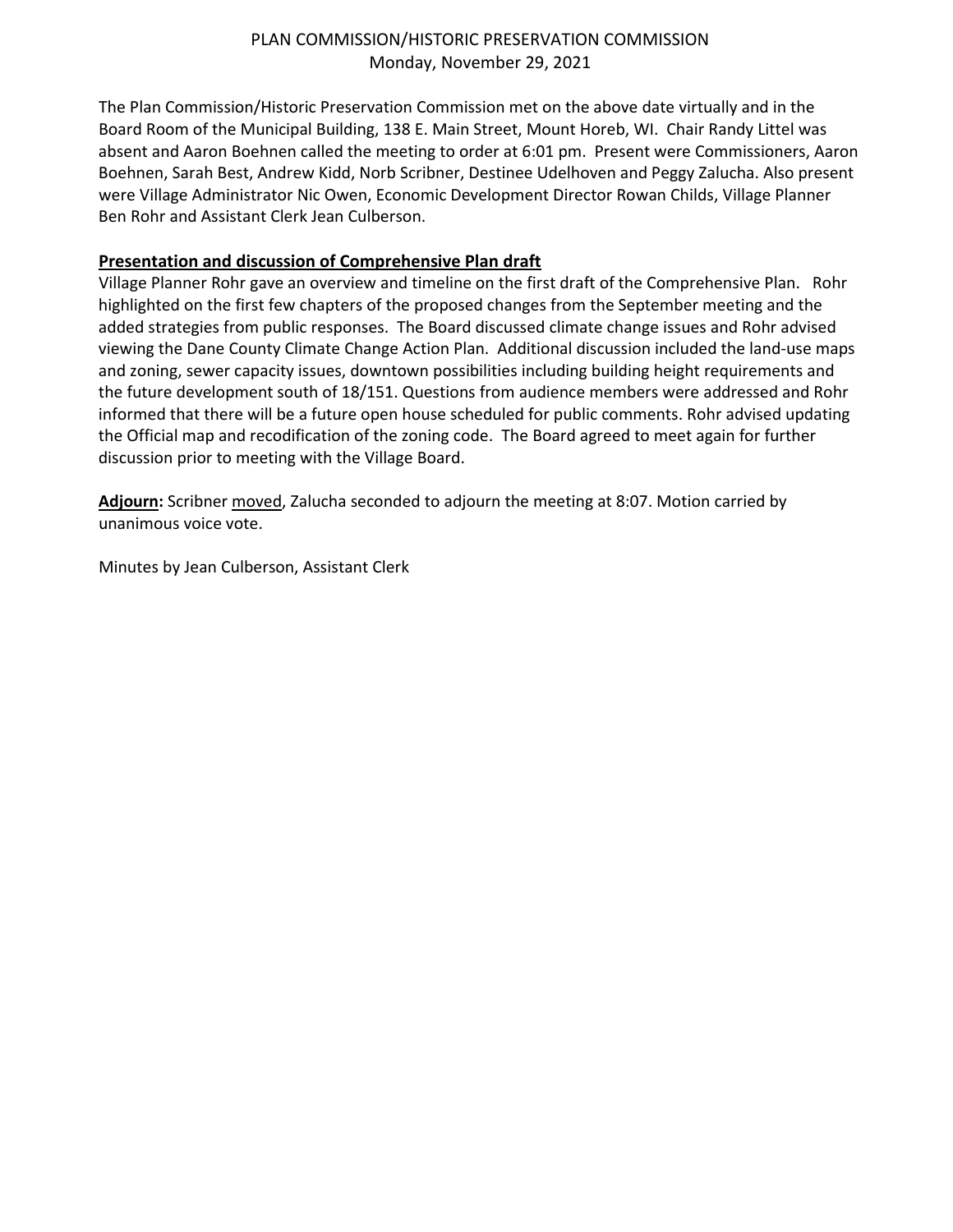PLAN COMMISSION/HISTORIC PRESERVATION COMMISSION
Monday, November 29, 2021

The Plan Commission/Historic Preservation Commission met on the above date virtually and in the Board Room of the Municipal Building, 138 E. Main Street, Mount Horeb, WI. Chair Randy Littel was absent and Aaron Boehnen called the meeting to order at 6:01 pm. Present were Commissioners, Aaron Boehnen, Sarah Best, Andrew Kidd, Norb Scribner, Destinee Udelhoven and Peggy Zalucha. Also present were Village Administrator Nic Owen, Economic Development Director Rowan Childs, Village Planner Ben Rohr and Assistant Clerk Jean Culberson.

**Presentation and discussion of Comprehensive Plan draft**

Village Planner Rohr gave an overview and timeline on the first draft of the Comprehensive Plan. Rohr highlighted on the first few chapters of the proposed changes from the September meeting and the added strategies from public responses. The Board discussed climate change issues and Rohr advised viewing the Dane County Climate Change Action Plan. Additional discussion included the land-use maps and zoning, sewer capacity issues, downtown possibilities including building height requirements and the future development south of 18/151. Questions from audience members were addressed and Rohr informed that there will be a future open house scheduled for public comments. Rohr advised updating the Official map and recodification of the zoning code. The Board agreed to meet again for further discussion prior to meeting with the Village Board.

**Adjourn:** Scribner moved, Zalucha seconded to adjourn the meeting at 8:07. Motion carried by unanimous voice vote.

Minutes by Jean Culberson, Assistant Clerk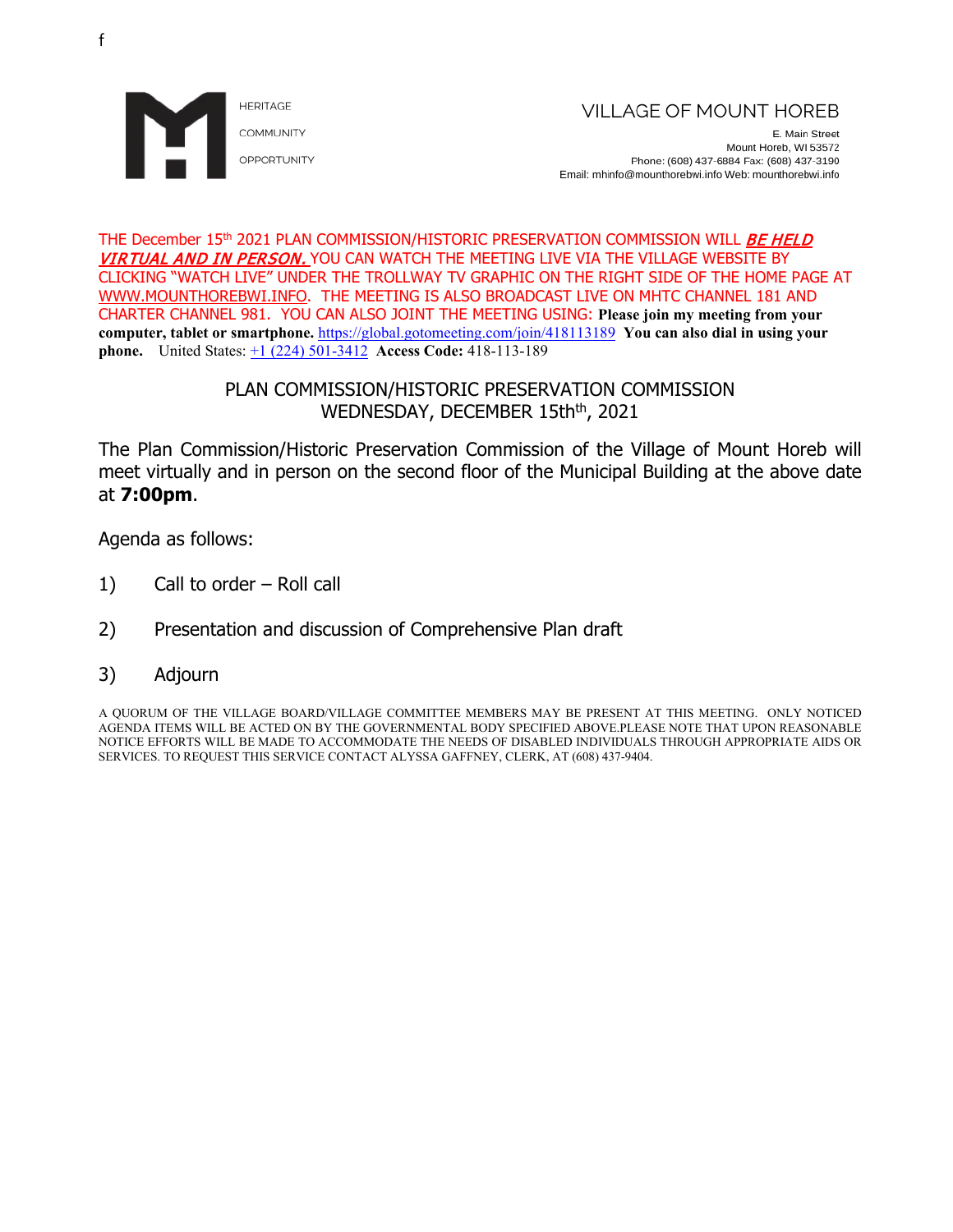f

HERITAGE

COMMUNITY

OPPORTUNITY

VILLAGE OF MOUNT HOREB

E. Main Street
Mount Horeb, WI 53572
Phone: (608) 437-6884 Fax: (608) 437-3190
Email: mhinfo@mounthorebwi.info Web: mounthorebwi.info

THE December 15th 2021 PLAN COMMISSION/HISTORIC PRESERVATION COMMISSION WILL ***BE HELD VIRTUAL AND IN PERSON.*** YOU CAN WATCH THE MEETING LIVE VIA THE VILLAGE WEBSITE BY CLICKING "WATCH LIVE" UNDER THE TROLLWAY TV GRAPHIC ON THE RIGHT SIDE OF THE HOME PAGE AT WWW.MOUNTHOREBWI.INFO. THE MEETING IS ALSO BROADCAST LIVE ON MHTC CHANNEL 181 AND CHARTER CHANNEL 981. YOU CAN ALSO JOINT THE MEETING USING: **Please join my meeting from your computer, tablet or smartphone.** https://global.gotomeeting.com/join/418113189 **You can also dial in using your phone.** United States: +1 (224) 501-3412 **Access Code:** 418-113-189

## PLAN COMMISSION/HISTORIC PRESERVATION COMMISSION
## WEDNESDAY, DECEMBER 15thth, 2021

The Plan Commission/Historic Preservation Commission of the Village of Mount Horeb will meet virtually and in person on the second floor of the Municipal Building at the above date at **7:00pm**.

Agenda as follows:

1) Call to order – Roll call

2) Presentation and discussion of Comprehensive Plan draft

3) Adjourn

A QUORUM OF THE VILLAGE BOARD/VILLAGE COMMITTEE MEMBERS MAY BE PRESENT AT THIS MEETING. ONLY NOTICED AGENDA ITEMS WILL BE ACTED ON BY THE GOVERNMENTAL BODY SPECIFIED ABOVE.PLEASE NOTE THAT UPON REASONABLE NOTICE EFFORTS WILL BE MADE TO ACCOMMODATE THE NEEDS OF DISABLED INDIVIDUALS THROUGH APPROPRIATE AIDS OR SERVICES. TO REQUEST THIS SERVICE CONTACT ALYSSA GAFFNEY, CLERK, AT (608) 437-9404.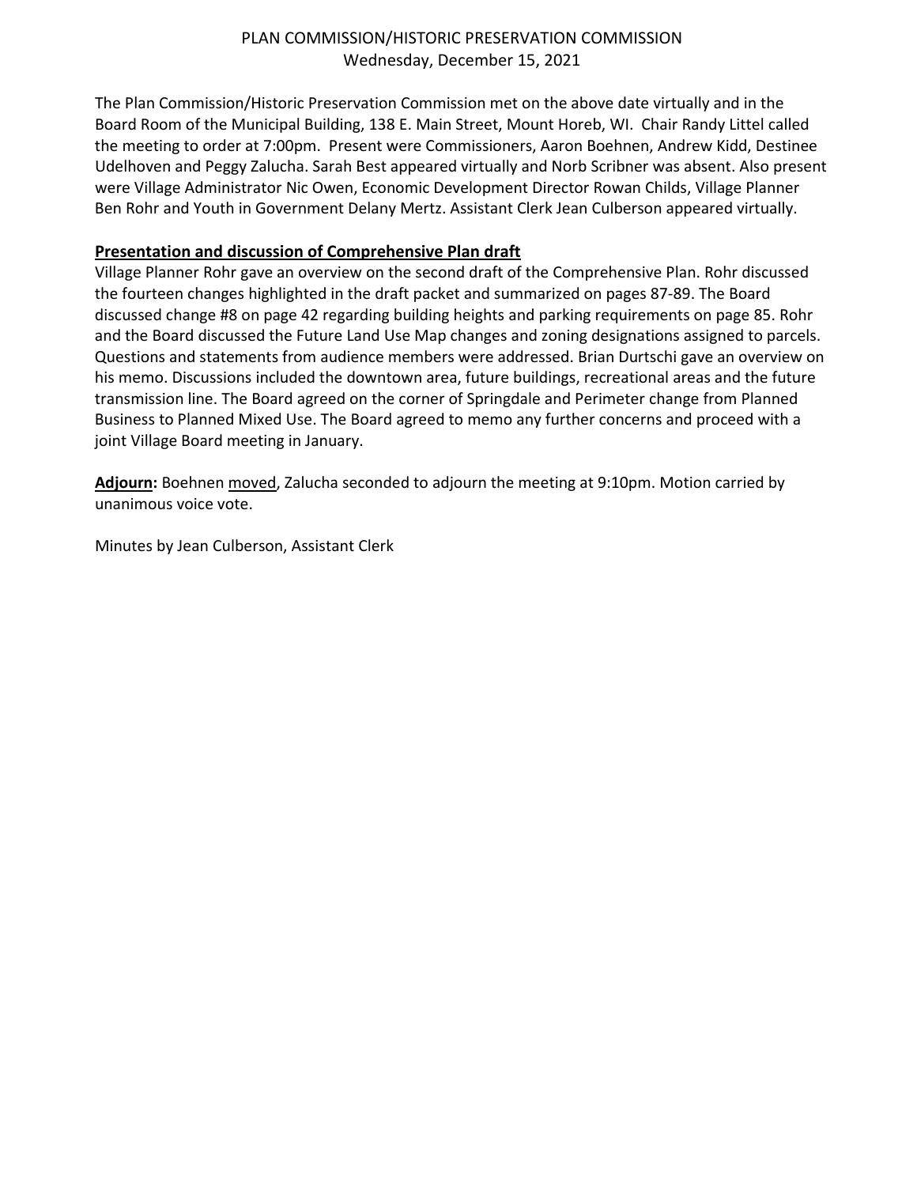# PLAN COMMISSION/HISTORIC PRESERVATION COMMISSION
Wednesday, December 15, 2021

The Plan Commission/Historic Preservation Commission met on the above date virtually and in the Board Room of the Municipal Building, 138 E. Main Street, Mount Horeb, WI. Chair Randy Littel called the meeting to order at 7:00pm. Present were Commissioners, Aaron Boehnen, Andrew Kidd, Destinee Udelhoven and Peggy Zalucha. Sarah Best appeared virtually and Norb Scribner was absent. Also present were Village Administrator Nic Owen, Economic Development Director Rowan Childs, Village Planner Ben Rohr and Youth in Government Delany Mertz. Assistant Clerk Jean Culberson appeared virtually.

**Presentation and discussion of Comprehensive Plan draft**

Village Planner Rohr gave an overview on the second draft of the Comprehensive Plan. Rohr discussed the fourteen changes highlighted in the draft packet and summarized on pages 87-89. The Board discussed change #8 on page 42 regarding building heights and parking requirements on page 85. Rohr and the Board discussed the Future Land Use Map changes and zoning designations assigned to parcels. Questions and statements from audience members were addressed. Brian Durtschi gave an overview on his memo. Discussions included the downtown area, future buildings, recreational areas and the future transmission line. The Board agreed on the corner of Springdale and Perimeter change from Planned Business to Planned Mixed Use. The Board agreed to memo any further concerns and proceed with a joint Village Board meeting in January.

**Adjourn:** Boehnen moved, Zalucha seconded to adjourn the meeting at 9:10pm. Motion carried by unanimous voice vote.

Minutes by Jean Culberson, Assistant Clerk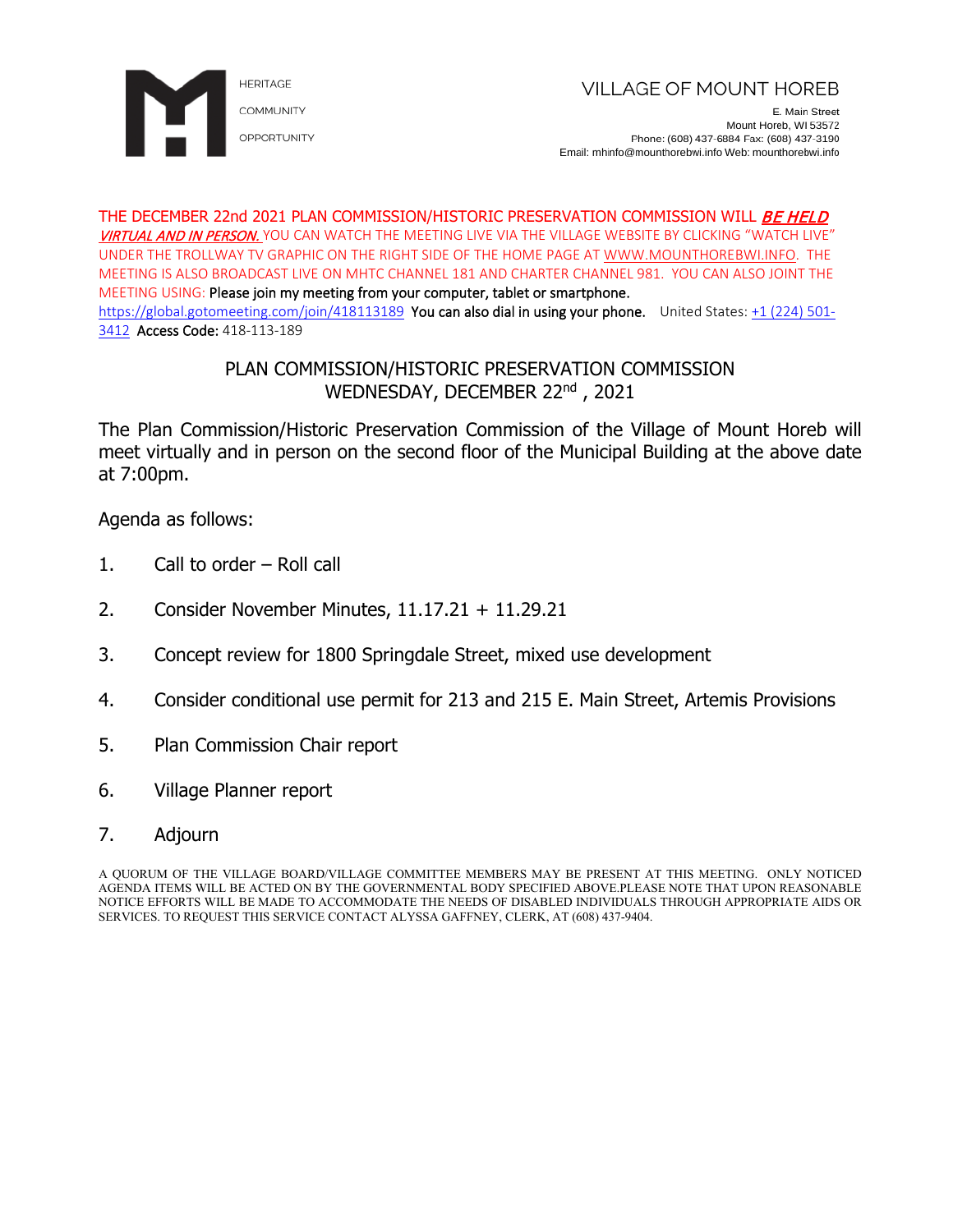HERITAGE

COMMUNITY

OPPORTUNITY

VILLAGE OF MOUNT HOREB

E. Main Street
Mount Horeb, WI 53572
Phone: (608) 437-6884 Fax: (608) 437-3190
Email: mhinfo@mounthorebwi.info Web: mounthorebwi.info

THE DECEMBER 22nd 2021 PLAN COMMISSION/HISTORIC PRESERVATION COMMISSION WILL ***BE HELD VIRTUAL AND IN PERSON.*** YOU CAN WATCH THE MEETING LIVE VIA THE VILLAGE WEBSITE BY CLICKING "WATCH LIVE" UNDER THE TROLLWAY TV GRAPHIC ON THE RIGHT SIDE OF THE HOME PAGE AT WWW.MOUNTHOREBWI.INFO. THE MEETING IS ALSO BROADCAST LIVE ON MHTC CHANNEL 181 AND CHARTER CHANNEL 981. YOU CAN ALSO JOINT THE MEETING USING: Please join my meeting from your computer, tablet or smartphone. https://global.gotomeeting.com/join/418113189 You can also dial in using your phone. United States: +1 (224) 501-3412 Access Code: 418-113-189

# PLAN COMMISSION/HISTORIC PRESERVATION COMMISSION
## WEDNESDAY, DECEMBER 22nd , 2021

The Plan Commission/Historic Preservation Commission of the Village of Mount Horeb will meet virtually and in person on the second floor of the Municipal Building at the above date at 7:00pm.

Agenda as follows:

1. Call to order – Roll call
2. Consider November Minutes, 11.17.21 + 11.29.21
3. Concept review for 1800 Springdale Street, mixed use development
4. Consider conditional use permit for 213 and 215 E. Main Street, Artemis Provisions
5. Plan Commission Chair report
6. Village Planner report
7. Adjourn

A QUORUM OF THE VILLAGE BOARD/VILLAGE COMMITTEE MEMBERS MAY BE PRESENT AT THIS MEETING. ONLY NOTICED AGENDA ITEMS WILL BE ACTED ON BY THE GOVERNMENTAL BODY SPECIFIED ABOVE.PLEASE NOTE THAT UPON REASONABLE NOTICE EFFORTS WILL BE MADE TO ACCOMMODATE THE NEEDS OF DISABLED INDIVIDUALS THROUGH APPROPRIATE AIDS OR SERVICES. TO REQUEST THIS SERVICE CONTACT ALYSSA GAFFNEY, CLERK, AT (608) 437-9404.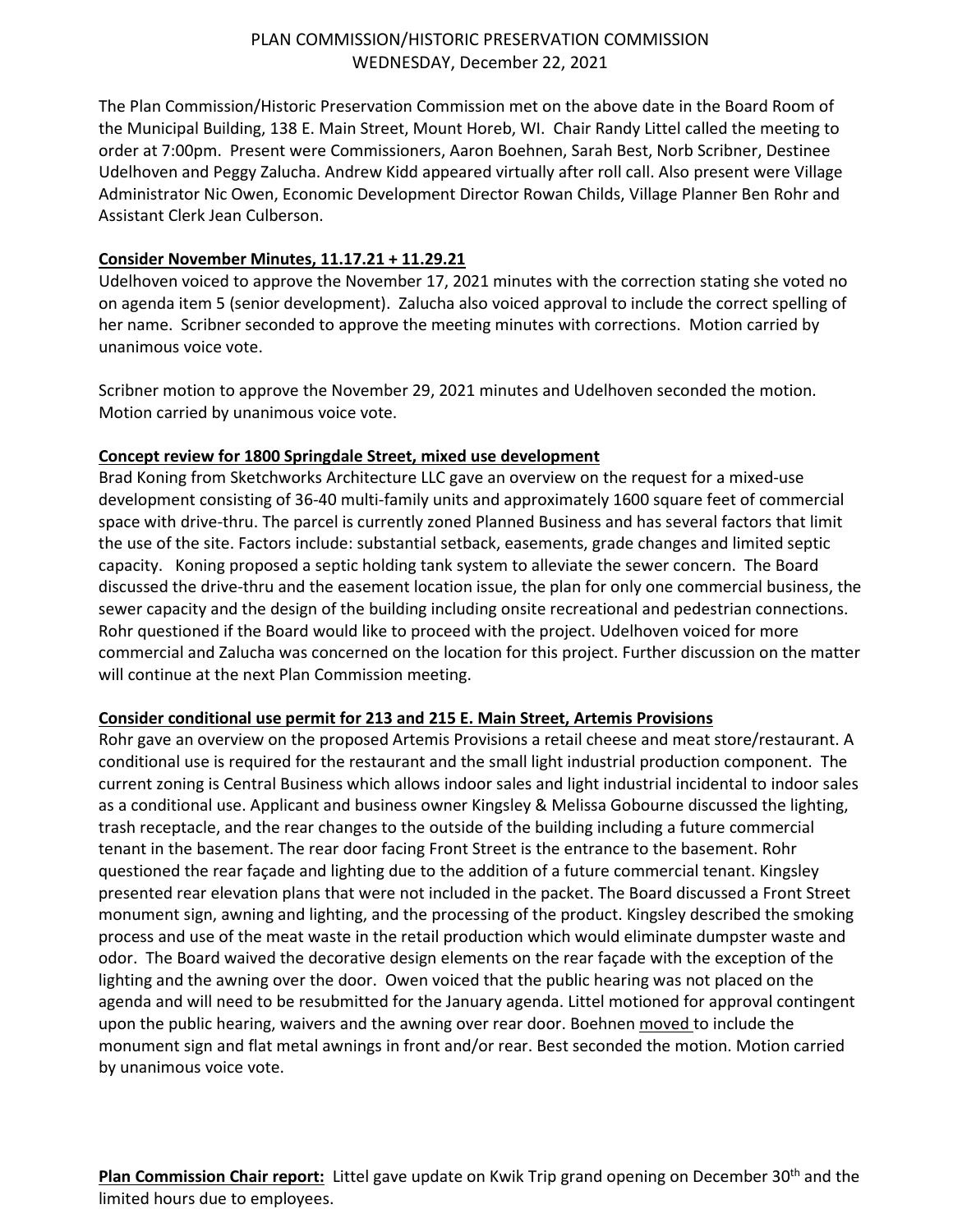# PLAN COMMISSION/HISTORIC PRESERVATION COMMISSION
## WEDNESDAY, December 22, 2021

The Plan Commission/Historic Preservation Commission met on the above date in the Board Room of the Municipal Building, 138 E. Main Street, Mount Horeb, WI. Chair Randy Littel called the meeting to order at 7:00pm. Present were Commissioners, Aaron Boehnen, Sarah Best, Norb Scribner, Destinee Udelhoven and Peggy Zalucha. Andrew Kidd appeared virtually after roll call. Also present were Village Administrator Nic Owen, Economic Development Director Rowan Childs, Village Planner Ben Rohr and Assistant Clerk Jean Culberson.

**Consider November Minutes, 11.17.21 + 11.29.21**

Udelhoven voiced to approve the November 17, 2021 minutes with the correction stating she voted no on agenda item 5 (senior development). Zalucha also voiced approval to include the correct spelling of her name. Scribner seconded to approve the meeting minutes with corrections. Motion carried by unanimous voice vote.

Scribner motion to approve the November 29, 2021 minutes and Udelhoven seconded the motion. Motion carried by unanimous voice vote.

**Concept review for 1800 Springdale Street, mixed use development**

Brad Koning from Sketchworks Architecture LLC gave an overview on the request for a mixed-use development consisting of 36-40 multi-family units and approximately 1600 square feet of commercial space with drive-thru. The parcel is currently zoned Planned Business and has several factors that limit the use of the site. Factors include: substantial setback, easements, grade changes and limited septic capacity. Koning proposed a septic holding tank system to alleviate the sewer concern. The Board discussed the drive-thru and the easement location issue, the plan for only one commercial business, the sewer capacity and the design of the building including onsite recreational and pedestrian connections. Rohr questioned if the Board would like to proceed with the project. Udelhoven voiced for more commercial and Zalucha was concerned on the location for this project. Further discussion on the matter will continue at the next Plan Commission meeting.

**Consider conditional use permit for 213 and 215 E. Main Street, Artemis Provisions**

Rohr gave an overview on the proposed Artemis Provisions a retail cheese and meat store/restaurant. A conditional use is required for the restaurant and the small light industrial production component. The current zoning is Central Business which allows indoor sales and light industrial incidental to indoor sales as a conditional use. Applicant and business owner Kingsley & Melissa Gobourne discussed the lighting, trash receptacle, and the rear changes to the outside of the building including a future commercial tenant in the basement. The rear door facing Front Street is the entrance to the basement. Rohr questioned the rear façade and lighting due to the addition of a future commercial tenant. Kingsley presented rear elevation plans that were not included in the packet. The Board discussed a Front Street monument sign, awning and lighting, and the processing of the product. Kingsley described the smoking process and use of the meat waste in the retail production which would eliminate dumpster waste and odor. The Board waived the decorative design elements on the rear façade with the exception of the lighting and the awning over the door. Owen voiced that the public hearing was not placed on the agenda and will need to be resubmitted for the January agenda. Littel motioned for approval contingent upon the public hearing, waivers and the awning over rear door. Boehnen moved to include the monument sign and flat metal awnings in front and/or rear. Best seconded the motion. Motion carried by unanimous voice vote.

**Plan Commission Chair report:** Littel gave update on Kwik Trip grand opening on December 30th and the limited hours due to employees.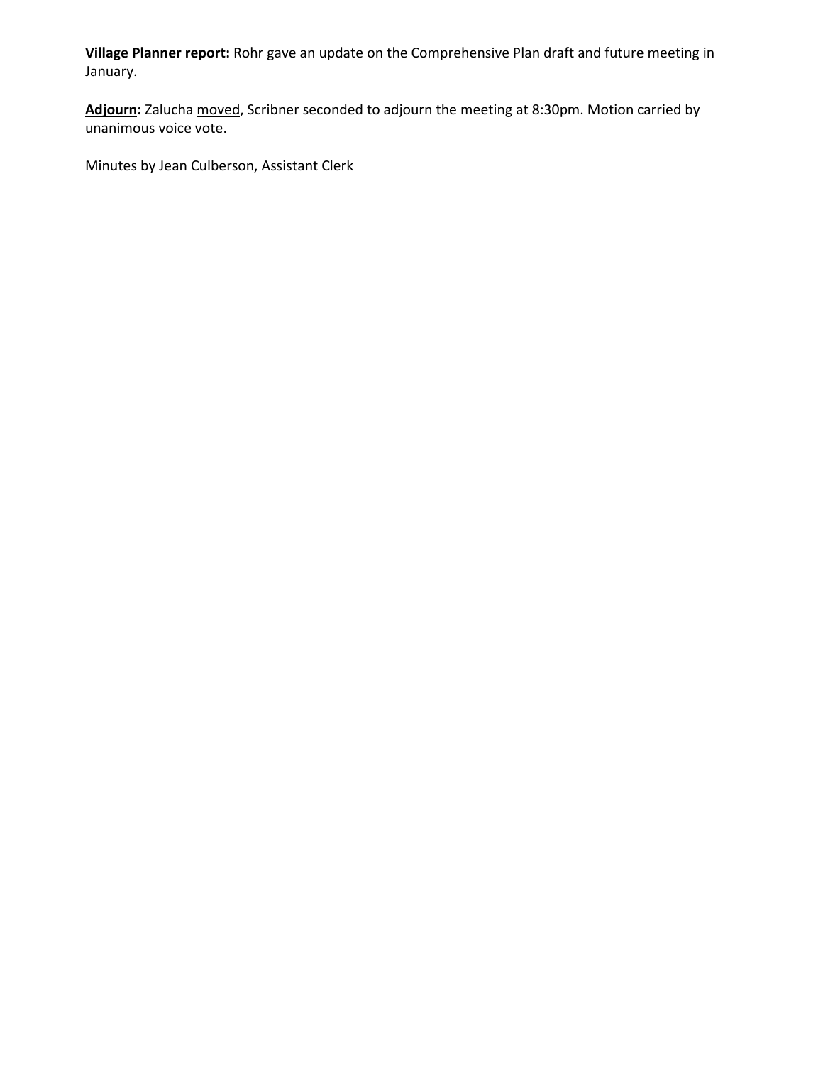**<u>Village Planner report:</u>** Rohr gave an update on the Comprehensive Plan draft and future meeting in January.

**<u>Adjourn</u>:** Zalucha <u>moved</u>, Scribner seconded to adjourn the meeting at 8:30pm. Motion carried by unanimous voice vote.

Minutes by Jean Culberson, Assistant Clerk